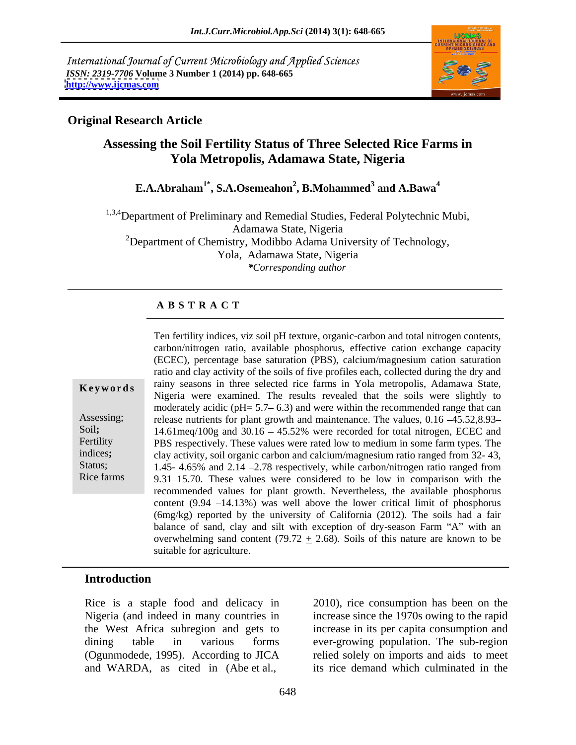*International Journal of Current Microbiology and Applied Sciences*
*ISSN: 2319-7706* **Volume 3 Number 1 (2014) pp. 648-665**
**http://www.ijcmas.com**

**Original Research Article**

# Assessing the Soil Fertility Status of Three Selected Rice Farms in Yola Metropolis, Adamawa State, Nigeria

**E.A.Abraham[1*], S.A.Osemeahon[2], B.Mohammed[3] and A.Bawa[4]**

[1,3,4]Department of Preliminary and Remedial Studies, Federal Polytechnic Mubi, Adamawa State, Nigeria
[2]Department of Chemistry, Modibbo Adama University of Technology, Yola, Adamawa State, Nigeria
*\*Corresponding author*

**A B S T R A C T**

**Keywords**

Assessing; Soil; Fertility indices; Status; Rice farms

Ten fertility indices, viz soil pH texture, organic-carbon and total nitrogen contents, carbon/nitrogen ratio, available phosphorus, effective cation exchange capacity (ECEC), percentage base saturation (PBS), calcium/magnesium cation saturation ratio and clay activity of the soils of five profiles each, collected during the dry and rainy seasons in three selected rice farms in Yola metropolis, Adamawa State, Nigeria were examined. The results revealed that the soils were slightly to moderately acidic (pH= 5.7– 6.3) and were within the recommended range that can release nutrients for plant growth and maintenance. The values, 0.16 –45.52,8.93–14.61meq/100g and 30.16 – 45.52% were recorded for total nitrogen, ECEC and PBS respectively. These values were rated low to medium in some farm types. The clay activity, soil organic carbon and calcium/magnesium ratio ranged from 32- 43, 1.45- 4.65% and 2.14 –2.78 respectively, while carbon/nitrogen ratio ranged from 9.31–15.70. These values were considered to be low in comparison with the recommended values for plant growth. Nevertheless, the available phosphorus content (9.94 –14.13%) was well above the lower critical limit of phosphorus (6mg/kg) reported by the university of California (2012). The soils had a fair balance of sand, clay and silt with exception of dry-season Farm "A" with an overwhelming sand content (79.72 $\pm$ 2.68). Soils of this nature are known to be suitable for agriculture.

## Introduction

Rice is a staple food and delicacy in Nigeria (and indeed in many countries in the West Africa subregion and gets to dining table in various forms (Ogunmodede, 1995). According to JICA and WARDA, as cited in (Abe et al., 2010), rice consumption has been on the increase since the 1970s owing to the rapid increase in its per capita consumption and ever-growing population. The sub-region relied solely on imports and aids to meet its rice demand which culminated in the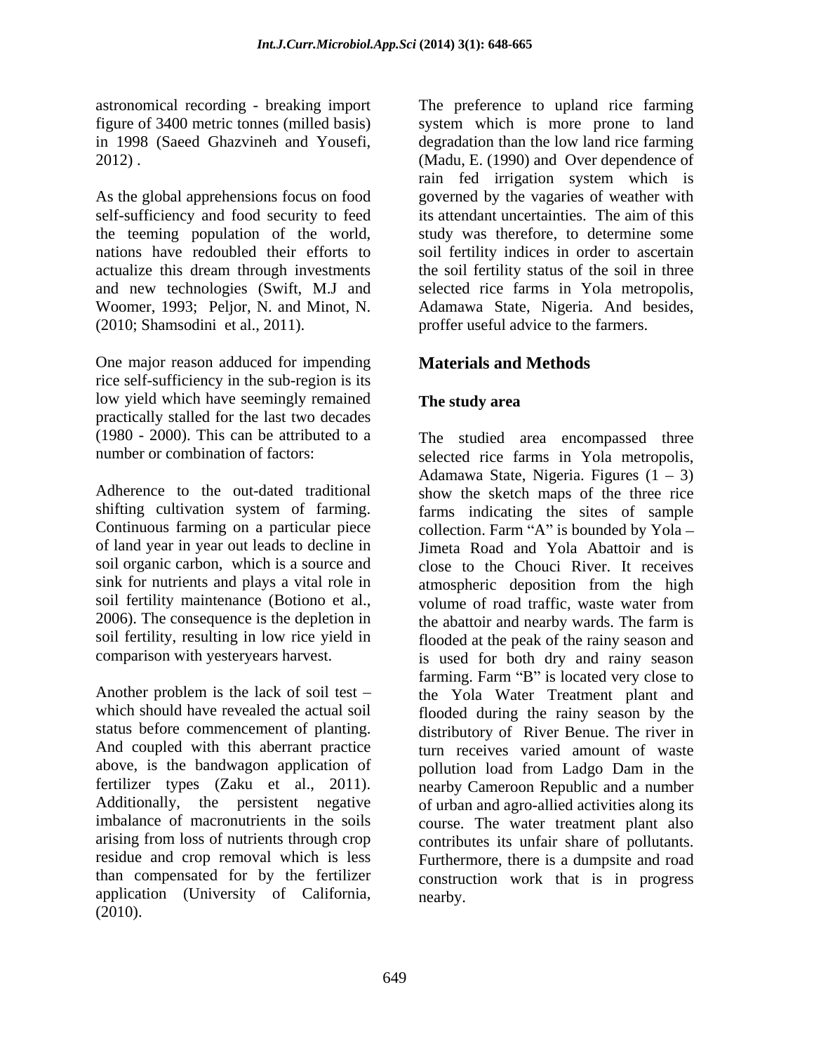astronomical recording - breaking import figure of 3400 metric tonnes (milled basis) in 1998 (Saeed Ghazvineh and Yousefi, 2012) .

As the global apprehensions focus on food self-sufficiency and food security to feed the teeming population of the world, nations have redoubled their efforts to actualize this dream through investments and new technologies (Swift, M.J and Woomer, 1993; Peljor, N. and Minot, N. (2010; Shamsodini et al., 2011).

One major reason adduced for impending rice self-sufficiency in the sub-region is its low yield which have seemingly remained practically stalled for the last two decades (1980 - 2000). This can be attributed to a number or combination of factors:

Adherence to the out-dated traditional shifting cultivation system of farming. Continuous farming on a particular piece of land year in year out leads to decline in soil organic carbon, which is a source and sink for nutrients and plays a vital role in soil fertility maintenance (Botiono et al., 2006). The consequence is the depletion in soil fertility, resulting in low rice yield in comparison with yesteryears harvest.

Another problem is the lack of soil test – which should have revealed the actual soil status before commencement of planting. And coupled with this aberrant practice above, is the bandwagon application of fertilizer types (Zaku et al., 2011). Additionally, the persistent negative imbalance of macronutrients in the soils arising from loss of nutrients through crop residue and crop removal which is less than compensated for by the fertilizer application (University of California, (2010).

The preference to upland rice farming system which is more prone to land degradation than the low land rice farming (Madu, E. (1990) and Over dependence of rain fed irrigation system which is governed by the vagaries of weather with its attendant uncertainties. The aim of this study was therefore, to determine some soil fertility indices in order to ascertain the soil fertility status of the soil in three selected rice farms in Yola metropolis, Adamawa State, Nigeria. And besides, proffer useful advice to the farmers.

## Materials and Methods

### The study area

The studied area encompassed three selected rice farms in Yola metropolis, Adamawa State, Nigeria. Figures (1 – 3) show the sketch maps of the three rice farms indicating the sites of sample collection. Farm "A" is bounded by Yola – Jimeta Road and Yola Abattoir and is close to the Chouci River. It receives atmospheric deposition from the high volume of road traffic, waste water from the abattoir and nearby wards. The farm is flooded at the peak of the rainy season and is used for both dry and rainy season farming. Farm "B" is located very close to the Yola Water Treatment plant and flooded during the rainy season by the distributory of River Benue. The river in turn receives varied amount of waste pollution load from Ladgo Dam in the nearby Cameroon Republic and a number of urban and agro-allied activities along its course. The water treatment plant also contributes its unfair share of pollutants. Furthermore, there is a dumpsite and road construction work that is in progress nearby.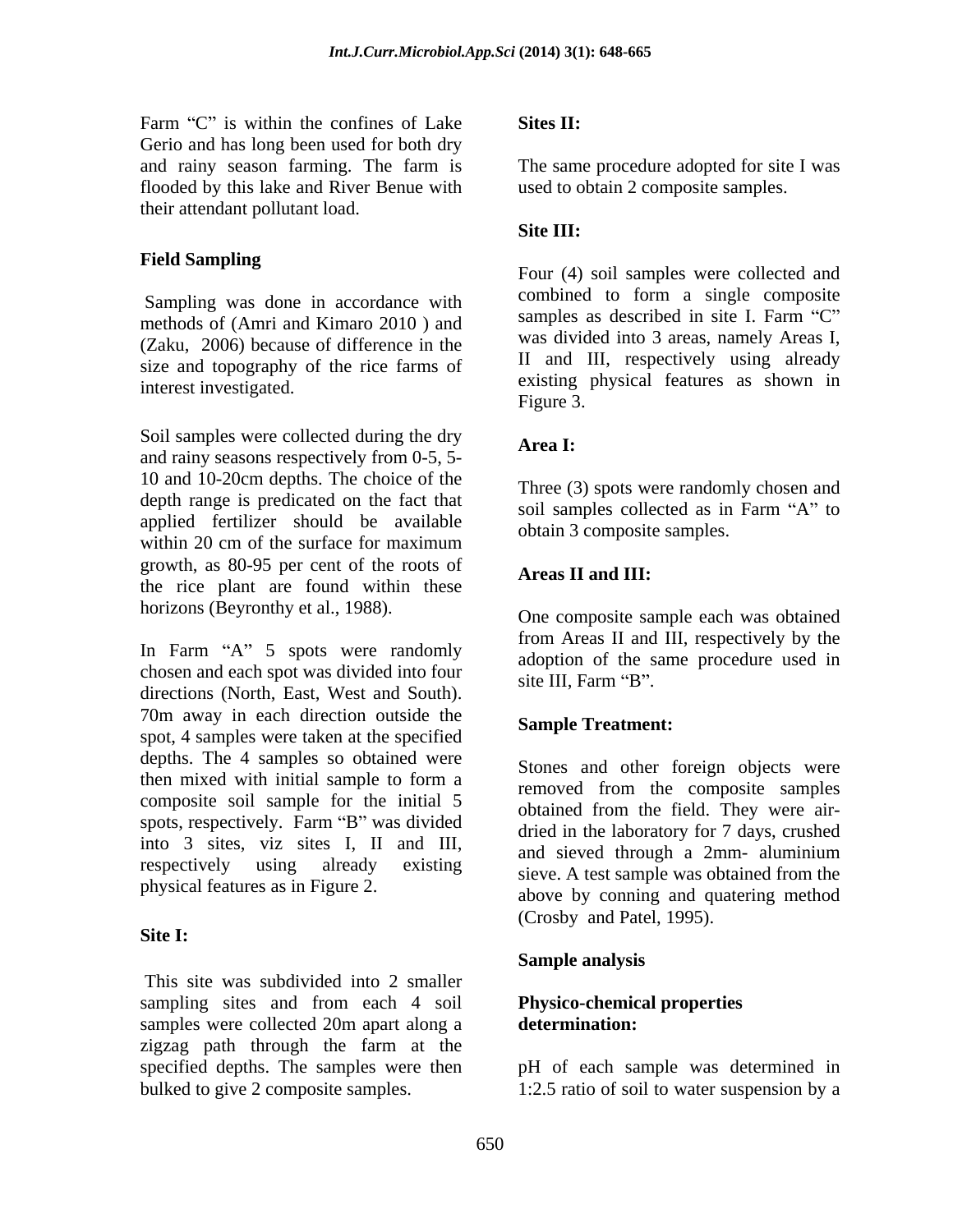Farm "C" is within the confines of Lake Gerio and has long been used for both dry and rainy season farming. The farm is flooded by this lake and River Benue with their attendant pollutant load.

### Field Sampling

Sampling was done in accordance with methods of (Amri and Kimaro 2010 ) and (Zaku, 2006) because of difference in the size and topography of the rice farms of interest investigated.

Soil samples were collected during the dry and rainy seasons respectively from 0-5, 5-10 and 10-20cm depths. The choice of the depth range is predicated on the fact that applied fertilizer should be available within 20 cm of the surface for maximum growth, as 80-95 per cent of the roots of the rice plant are found within these horizons (Beyronthy et al., 1988).

In Farm "A" 5 spots were randomly chosen and each spot was divided into four directions (North, East, West and South). 70m away in each direction outside the spot, 4 samples were taken at the specified depths. The 4 samples so obtained were then mixed with initial sample to form a composite soil sample for the initial 5 spots, respectively. Farm "B" was divided into 3 sites, viz sites I, II and III, respectively using already existing physical features as in Figure 2.

#### Site I:

This site was subdivided into 2 smaller sampling sites and from each 4 soil samples were collected 20m apart along a zigzag path through the farm at the specified depths. The samples were then bulked to give 2 composite samples.

#### Sites II:

The same procedure adopted for site I was used to obtain 2 composite samples.

#### Site III:

Four (4) soil samples were collected and combined to form a single composite samples as described in site I. Farm "C" was divided into 3 areas, namely Areas I, II and III, respectively using already existing physical features as shown in Figure 3.

#### Area I:

Three (3) spots were randomly chosen and soil samples collected as in Farm "A" to obtain 3 composite samples.

#### Areas II and III:

One composite sample each was obtained from Areas II and III, respectively by the adoption of the same procedure used in site III, Farm "B".

### Sample Treatment:

Stones and other foreign objects were removed from the composite samples obtained from the field. They were air-dried in the laboratory for 7 days, crushed and sieved through a 2mm- aluminium sieve. A test sample was obtained from the above by conning and quatering method (Crosby and Patel, 1995).

### Sample analysis

#### Physico-chemical properties determination:

pH of each sample was determined in 1:2.5 ratio of soil to water suspension by a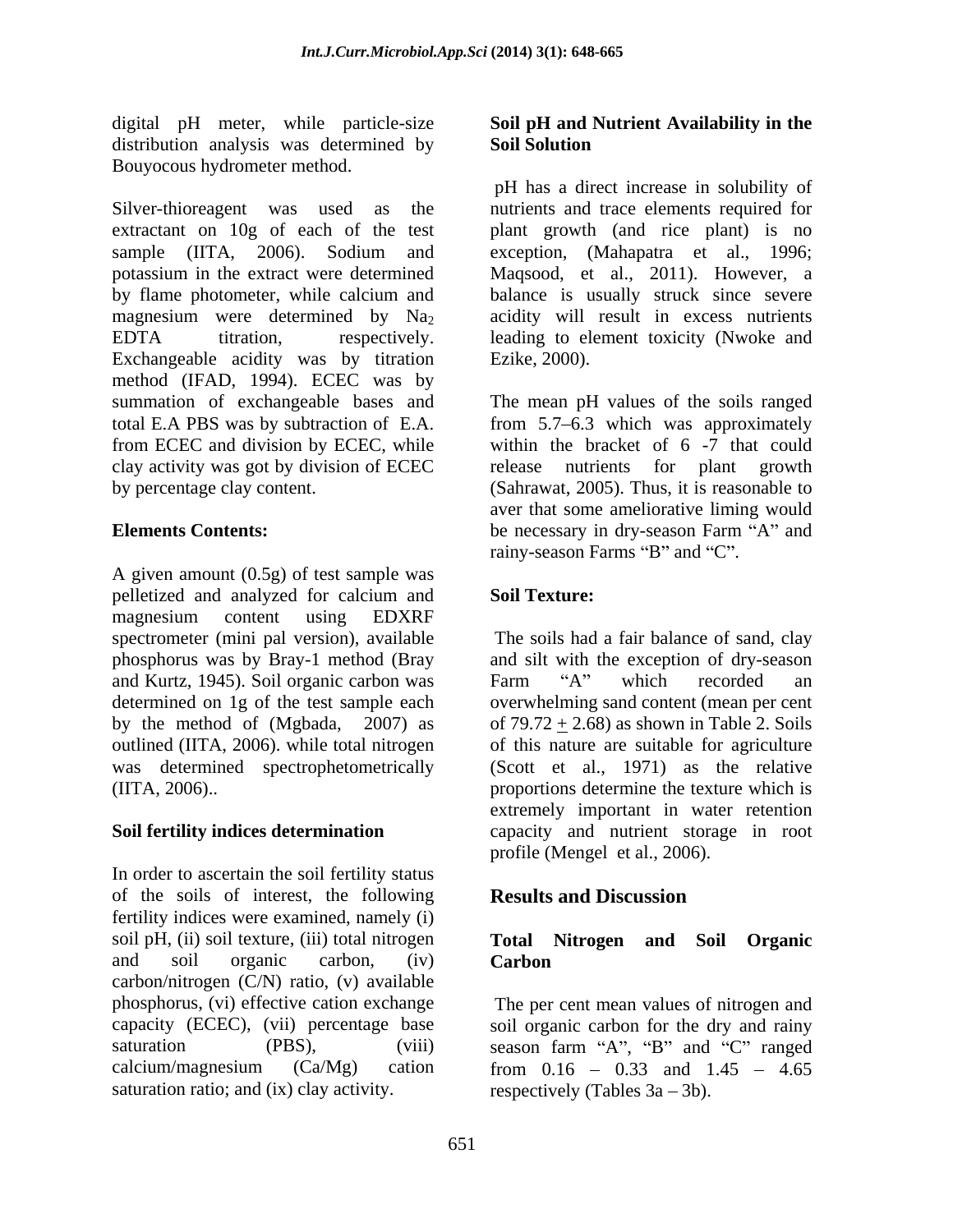digital pH meter, while particle-size distribution analysis was determined by Bouyocous hydrometer method.

Silver-thioreagent was used as the extractant on 10g of each of the test sample (IITA, 2006). Sodium and potassium in the extract were determined by flame photometer, while calcium and magnesium were determined by $Na_2$ EDTA titration, respectively. Exchangeable acidity was by titration method (IFAD, 1994). ECEC was by summation of exchangeable bases and total E.A PBS was by subtraction of E.A. from ECEC and division by ECEC, while clay activity was got by division of ECEC by percentage clay content.

**Elements Contents:**

A given amount (0.5g) of test sample was pelletized and analyzed for calcium and magnesium content using EDXRF spectrometer (mini pal version), available phosphorus was by Bray-1 method (Bray and Kurtz, 1945). Soil organic carbon was determined on 1g of the test sample each by the method of (Mgbada, 2007) as outlined (IITA, 2006). while total nitrogen was determined spectrophetometrically (IITA, 2006)..

**Soil fertility indices determination**

In order to ascertain the soil fertility status of the soils of interest, the following fertility indices were examined, namely (i) soil pH, (ii) soil texture, (iii) total nitrogen and soil organic carbon, (iv) carbon/nitrogen (C/N) ratio, (v) available phosphorus, (vi) effective cation exchange capacity (ECEC), (vii) percentage base saturation (PBS), (viii) calcium/magnesium (Ca/Mg) cation saturation ratio; and (ix) clay activity.

**Soil pH and Nutrient Availability in the Soil Solution**

pH has a direct increase in solubility of nutrients and trace elements required for plant growth (and rice plant) is no exception, (Mahapatra et al., 1996; Maqsood, et al., 2011). However, a balance is usually struck since severe acidity will result in excess nutrients leading to element toxicity (Nwoke and Ezike, 2000).

The mean pH values of the soils ranged from 5.7–6.3 which was approximately within the bracket of 6 -7 that could release nutrients for plant growth (Sahrawat, 2005). Thus, it is reasonable to aver that some ameliorative liming would be necessary in dry-season Farm "A" and rainy-season Farms "B" and "C".

**Soil Texture:**

The soils had a fair balance of sand, clay and silt with the exception of dry-season Farm "A" which recorded an overwhelming sand content (mean per cent of $79.72 \pm 2.68$) as shown in Table 2. Soils of this nature are suitable for agriculture (Scott et al., 1971) as the relative proportions determine the texture which is extremely important in water retention capacity and nutrient storage in root profile (Mengel et al., 2006).

## Results and Discussion

**Total Nitrogen and Soil Organic Carbon**

The per cent mean values of nitrogen and soil organic carbon for the dry and rainy season farm "A", "B" and "C" ranged from 0.16 – 0.33 and 1.45 – 4.65 respectively (Tables 3a – 3b).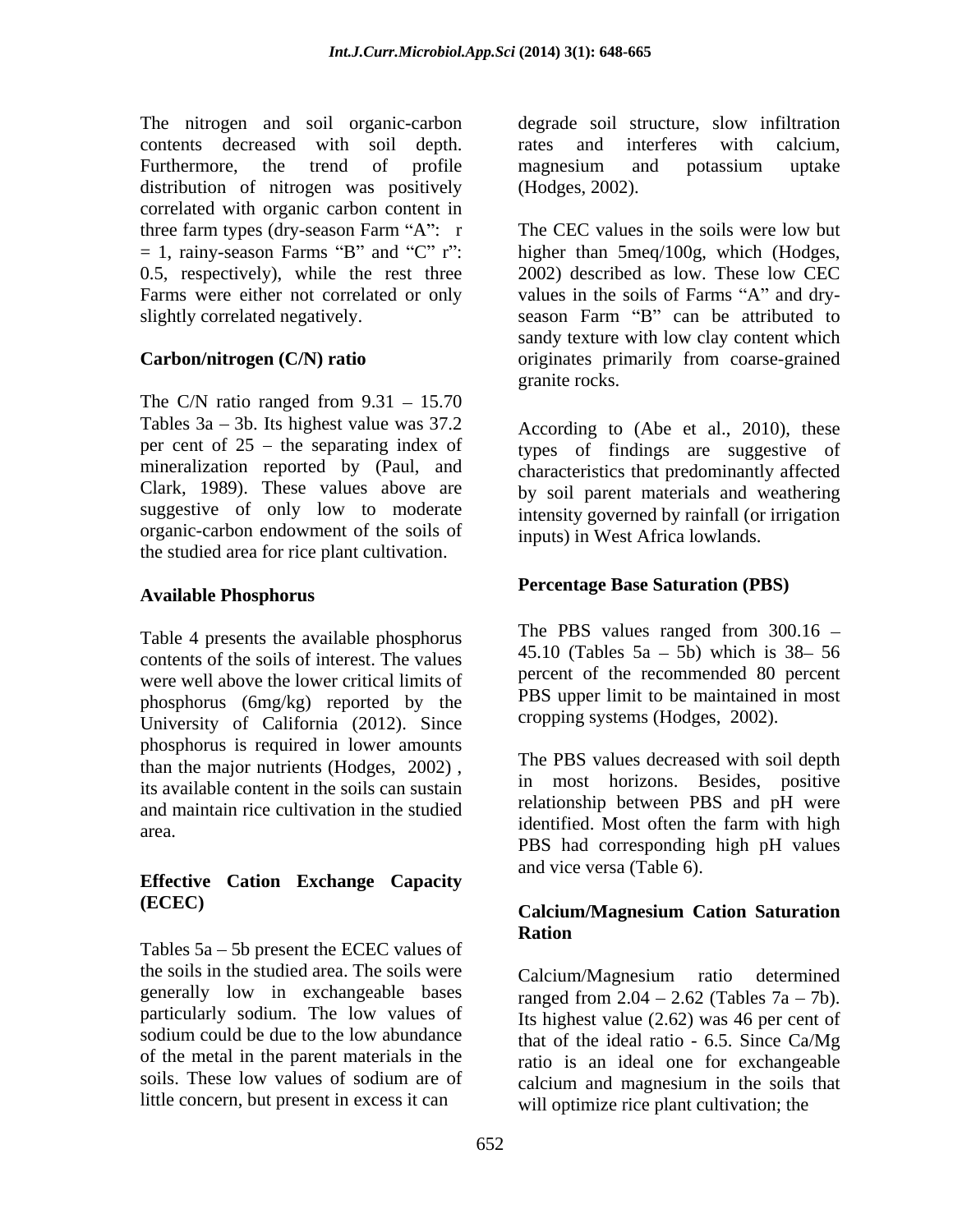The nitrogen and soil organic-carbon contents decreased with soil depth. Furthermore, the trend of profile distribution of nitrogen was positively correlated with organic carbon content in three farm types (dry-season Farm "A": r = 1, rainy-season Farms "B" and "C" r": 0.5, respectively), while the rest three Farms were either not correlated or only slightly correlated negatively.

**Carbon/nitrogen (C/N) ratio**

The C/N ratio ranged from 9.31 – 15.70 Tables 3a – 3b. Its highest value was 37.2 per cent of 25 – the separating index of mineralization reported by (Paul, and Clark, 1989). These values above are suggestive of only low to moderate organic-carbon endowment of the soils of the studied area for rice plant cultivation.

**Available Phosphorus**

Table 4 presents the available phosphorus contents of the soils of interest. The values were well above the lower critical limits of phosphorus (6mg/kg) reported by the University of California (2012). Since phosphorus is required in lower amounts than the major nutrients (Hodges, 2002) , its available content in the soils can sustain and maintain rice cultivation in the studied area.

**Effective Cation Exchange Capacity (ECEC)**

Tables 5a – 5b present the ECEC values of the soils in the studied area. The soils were generally low in exchangeable bases particularly sodium. The low values of sodium could be due to the low abundance of the metal in the parent materials in the soils. These low values of sodium are of little concern, but present in excess it can degrade soil structure, slow infiltration rates and interferes with calcium, magnesium and potassium uptake (Hodges, 2002).

The CEC values in the soils were low but higher than 5meq/100g, which (Hodges, 2002) described as low. These low CEC values in the soils of Farms "A" and dry-season Farm "B" can be attributed to sandy texture with low clay content which originates primarily from coarse-grained granite rocks.

According to (Abe et al., 2010), these types of findings are suggestive of characteristics that predominantly affected by soil parent materials and weathering intensity governed by rainfall (or irrigation inputs) in West Africa lowlands.

**Percentage Base Saturation (PBS)**

The PBS values ranged from 300.16 – 45.10 (Tables 5a – 5b) which is 38– 56 percent of the recommended 80 percent PBS upper limit to be maintained in most cropping systems (Hodges, 2002).

The PBS values decreased with soil depth in most horizons. Besides, positive relationship between PBS and pH were identified. Most often the farm with high PBS had corresponding high pH values and vice versa (Table 6).

**Calcium/Magnesium Cation Saturation Ration**

Calcium/Magnesium ratio determined ranged from 2.04 – 2.62 (Tables 7a – 7b). Its highest value (2.62) was 46 per cent of that of the ideal ratio - 6.5. Since Ca/Mg ratio is an ideal one for exchangeable calcium and magnesium in the soils that will optimize rice plant cultivation; the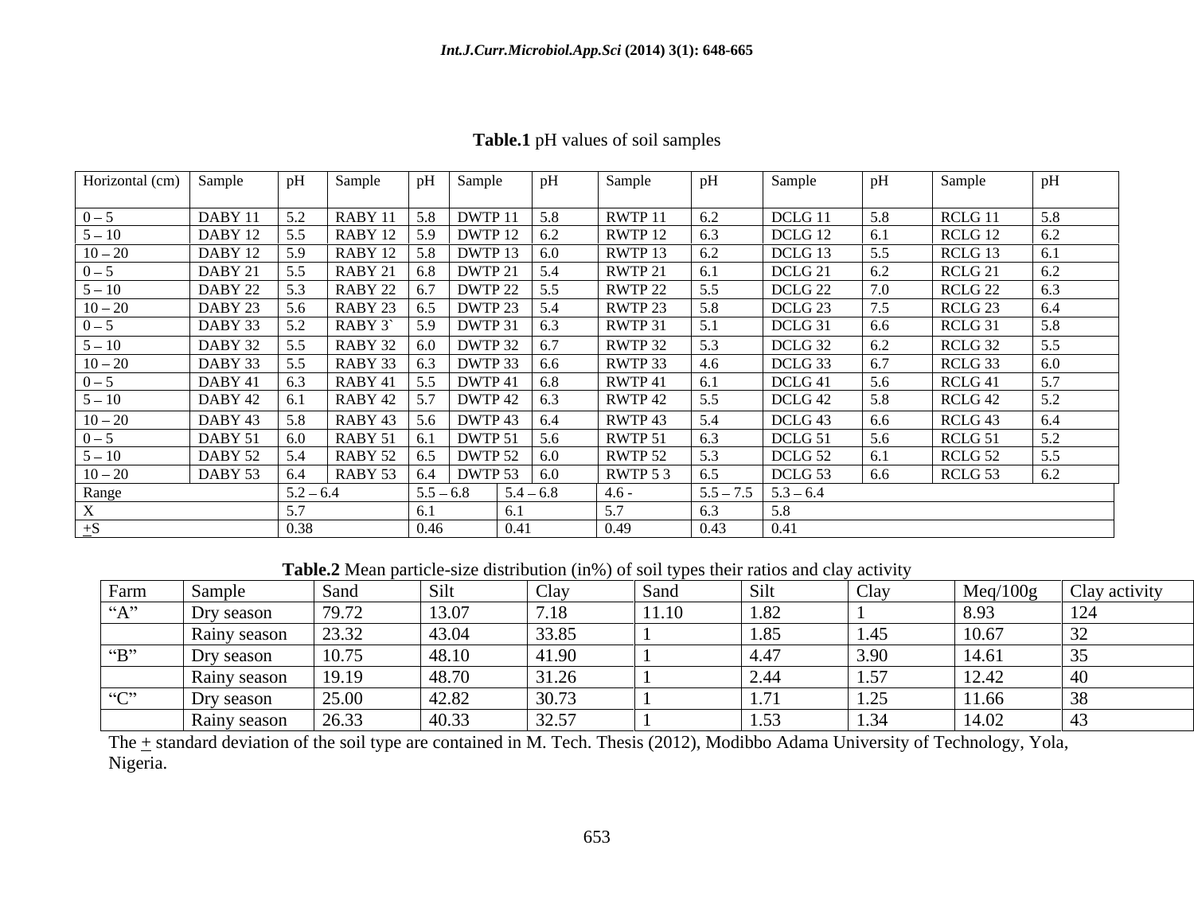**Table.1** pH values of soil samples

| Horizontal (cm) | Sample | pH | Sample | pH | Sample | pH | Sample | pH | Sample | pH | Sample | pH |
|---|---|---|---|---|---|---|---|---|---|---|---|---|
| 0 – 5 | DABY 11 | 5.2 | RABY 11 | 5.8 | DWTP 11 | 5.8 | RWTP 11 | 6.2 | DCLG 11 | 5.8 | RCLG 11 | 5.8 |
| 5 – 10 | DABY 12 | 5.5 | RABY 12 | 5.9 | DWTP 12 | 6.2 | RWTP 12 | 6.3 | DCLG 12 | 6.1 | RCLG 12 | 6.2 |
| 10 – 20 | DABY 12 | 5.9 | RABY 12 | 5.8 | DWTP 13 | 6.0 | RWTP 13 | 6.2 | DCLG 13 | 5.5 | RCLG 13 | 6.1 |
| 0 – 5 | DABY 21 | 5.5 | RABY 21 | 6.8 | DWTP 21 | 5.4 | RWTP 21 | 6.1 | DCLG 21 | 6.2 | RCLG 21 | 6.2 |
| 5 – 10 | DABY 22 | 5.3 | RABY 22 | 6.7 | DWTP 22 | 5.5 | RWTP 22 | 5.5 | DCLG 22 | 7.0 | RCLG 22 | 6.3 |
| 10 – 20 | DABY 23 | 5.6 | RABY 23 | 6.5 | DWTP 23 | 5.4 | RWTP 23 | 5.8 | DCLG 23 | 7.5 | RCLG 23 | 6.4 |
| 0 – 5 | DABY 33 | 5.2 | RABY 3` | 5.9 | DWTP 31 | 6.3 | RWTP 31 | 5.1 | DCLG 31 | 6.6 | RCLG 31 | 5.8 |
| 5 – 10 | DABY 32 | 5.5 | RABY 32 | 6.0 | DWTP 32 | 6.7 | RWTP 32 | 5.3 | DCLG 32 | 6.2 | RCLG 32 | 5.5 |
| 10 – 20 | DABY 33 | 5.5 | RABY 33 | 6.3 | DWTP 33 | 6.6 | RWTP 33 | 4.6 | DCLG 33 | 6.7 | RCLG 33 | 6.0 |
| 0 – 5 | DABY 41 | 6.3 | RABY 41 | 5.5 | DWTP 41 | 6.8 | RWTP 41 | 6.1 | DCLG 41 | 5.6 | RCLG 41 | 5.7 |
| 5 – 10 | DABY 42 | 6.1 | RABY 42 | 5.7 | DWTP 42 | 6.3 | RWTP 42 | 5.5 | DCLG 42 | 5.8 | RCLG 42 | 5.2 |
| 10 – 20 | DABY 43 | 5.8 | RABY 43 | 5.6 | DWTP 43 | 6.4 | RWTP 43 | 5.4 | DCLG 43 | 6.6 | RCLG 43 | 6.4 |
| 0 – 5 | DABY 51 | 6.0 | RABY 51 | 6.1 | DWTP 51 | 5.6 | RWTP 51 | 6.3 | DCLG 51 | 5.6 | RCLG 51 | 5.2 |
| 5 – 10 | DABY 52 | 5.4 | RABY 52 | 6.5 | DWTP 52 | 6.0 | RWTP 52 | 5.3 | DCLG 52 | 6.1 | RCLG 52 | 5.5 |
| 10 – 20 | DABY 53 | 6.4 | RABY 53 | 6.4 | DWTP 53 | 6.0 | RWTP 5 3 | 6.5 | DCLG 53 | 6.6 | RCLG 53 | 6.2 |
| Range | | 5.2 – 6.4 | | 5.5 – 6.8 | | 5.4 – 6.8 | | 4.6 - | | 5.5 – 7.5 | | 5.3 – 6.4 |
| X | | 5.7 | | 6.1 | | 6.1 | | 5.7 | | 6.3 | | 5.8 |
| ±S | | 0.38 | | 0.46 | | 0.41 | | 0.49 | | 0.43 | | 0.41 |

**Table.2** Mean particle-size distribution (in%) of soil types their ratios and clay activity

| Farm | Sample | Sand | Silt | Clay | Sand | Silt | Clay | Meq/100g | Clay activity |
|---|---|---|---|---|---|---|---|---|---|
| "A" | Dry season | 79.72 | 13.07 | 7.18 | 11.10 | 1.82 | 1 | 8.93 | 124 |
| | Rainy season | 23.32 | 43.04 | 33.85 | 1 | 1.85 | 1.45 | 10.67 | 32 |
| "B" | Dry season | 10.75 | 48.10 | 41.90 | 1 | 4.47 | 3.90 | 14.61 | 35 |
| | Rainy season | 19.19 | 48.70 | 31.26 | 1 | 2.44 | 1.57 | 12.42 | 40 |
| "C" | Dry season | 25.00 | 42.82 | 30.73 | 1 | 1.71 | 1.25 | 11.66 | 38 |
| | Rainy season | 26.33 | 40.33 | 32.57 | 1 | 1.53 | 1.34 | 14.02 | 43 |

The ± standard deviation of the soil type are contained in M. Tech. Thesis (2012), Modibbo Adama University of Technology, Yola, Nigeria.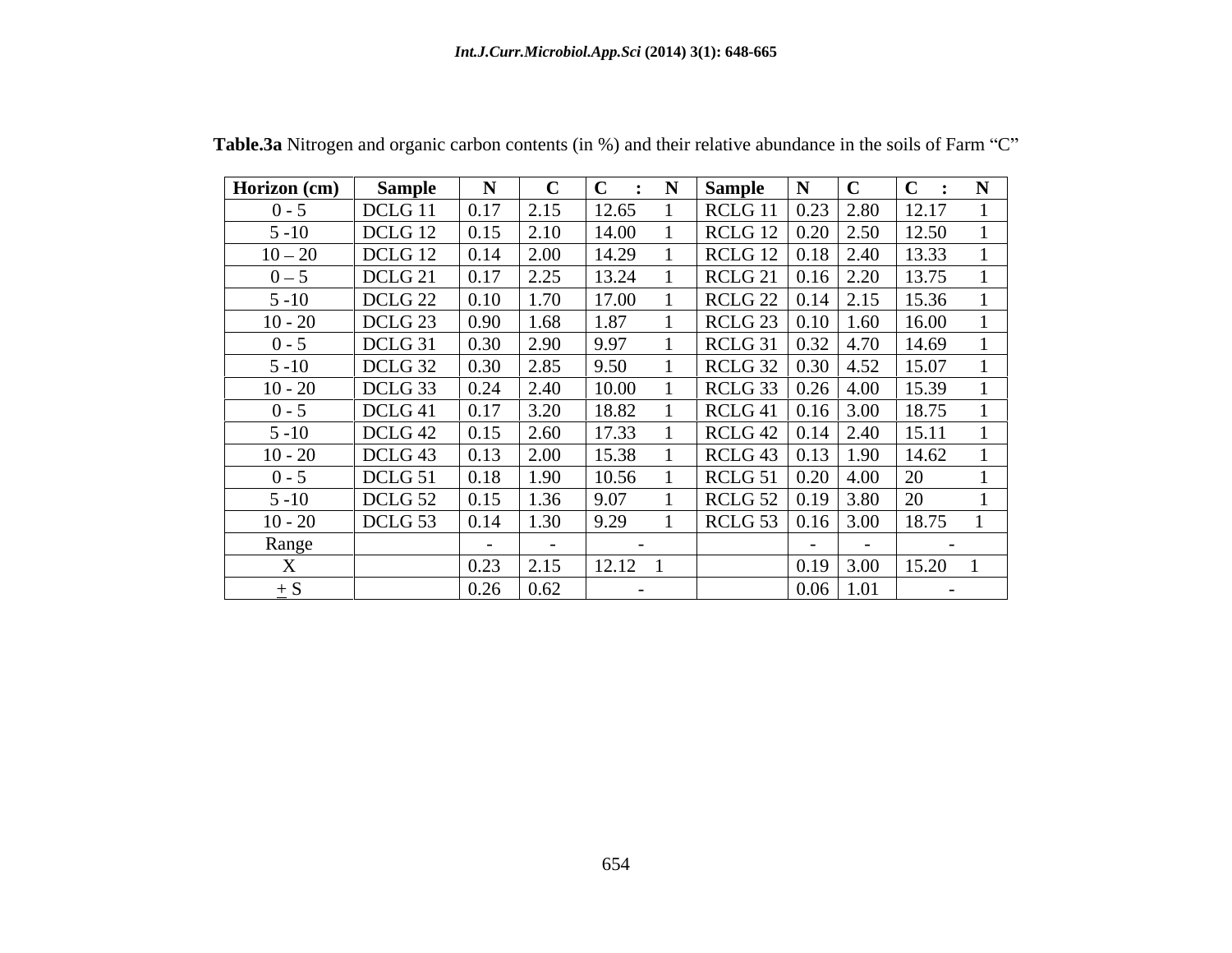**Table.3a** Nitrogen and organic carbon contents (in %) and their relative abundance in the soils of Farm "C"

| Horizon (cm) | Sample | N | C | C : N | Sample | N | C | C : N |
|---|---|---|---|---|---|---|---|---|
| 0 - 5 | DCLG 11 | 0.17 | 2.15 | 12.65 1 | RCLG 11 | 0.23 | 2.80 | 12.17 1 |
| 5 -10 | DCLG 12 | 0.15 | 2.10 | 14.00 1 | RCLG 12 | 0.20 | 2.50 | 12.50 1 |
| 10 – 20 | DCLG 12 | 0.14 | 2.00 | 14.29 1 | RCLG 12 | 0.18 | 2.40 | 13.33 1 |
| 0 – 5 | DCLG 21 | 0.17 | 2.25 | 13.24 1 | RCLG 21 | 0.16 | 2.20 | 13.75 1 |
| 5 -10 | DCLG 22 | 0.10 | 1.70 | 17.00 1 | RCLG 22 | 0.14 | 2.15 | 15.36 1 |
| 10 - 20 | DCLG 23 | 0.90 | 1.68 | 1.87 1 | RCLG 23 | 0.10 | 1.60 | 16.00 1 |
| 0 - 5 | DCLG 31 | 0.30 | 2.90 | 9.97 1 | RCLG 31 | 0.32 | 4.70 | 14.69 1 |
| 5 -10 | DCLG 32 | 0.30 | 2.85 | 9.50 1 | RCLG 32 | 0.30 | 4.52 | 15.07 1 |
| 10 - 20 | DCLG 33 | 0.24 | 2.40 | 10.00 1 | RCLG 33 | 0.26 | 4.00 | 15.39 1 |
| 0 - 5 | DCLG 41 | 0.17 | 3.20 | 18.82 1 | RCLG 41 | 0.16 | 3.00 | 18.75 1 |
| 5 -10 | DCLG 42 | 0.15 | 2.60 | 17.33 1 | RCLG 42 | 0.14 | 2.40 | 15.11 1 |
| 10 - 20 | DCLG 43 | 0.13 | 2.00 | 15.38 1 | RCLG 43 | 0.13 | 1.90 | 14.62 1 |
| 0 - 5 | DCLG 51 | 0.18 | 1.90 | 10.56 1 | RCLG 51 | 0.20 | 4.00 | 20 1 |
| 5 -10 | DCLG 52 | 0.15 | 1.36 | 9.07 1 | RCLG 52 | 0.19 | 3.80 | 20 1 |
| 10 - 20 | DCLG 53 | 0.14 | 1.30 | 9.29 1 | RCLG 53 | 0.16 | 3.00 | 18.75 1 |
| Range | | - | - | - | | - | - | - |
| X | | 0.23 | 2.15 | 12.12 1 | | 0.19 | 3.00 | 15.20 1 |
| $\pm$ S | | 0.26 | 0.62 | - | | 0.06 | 1.01 | - |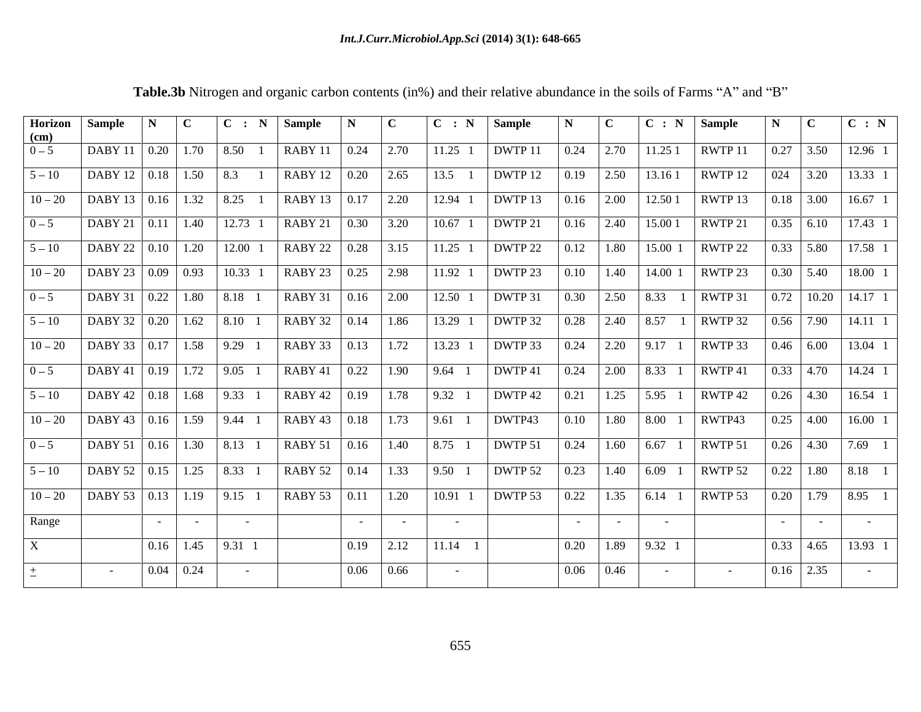**Table.3b** Nitrogen and organic carbon contents (in%) and their relative abundance in the soils of Farms "A" and "B"

| Horizon (cm) | Sample | N | C | C : N | Sample | N | C | C : N | Sample | N | C | C : N | Sample | N | C | C : N |
|---|---|---|---|---|---|---|---|---|---|---|---|---|---|---|---|---|
| 0 – 5 | DABY 11 | 0.20 | 1.70 | 8.50 1 | RABY 11 | 0.24 | 2.70 | 11.25 1 | DWTP 11 | 0.24 | 2.70 | 11.25 1 | RWTP 11 | 0.27 | 3.50 | 12.96 1 |
| 5 – 10 | DABY 12 | 0.18 | 1.50 | 8.3 1 | RABY 12 | 0.20 | 2.65 | 13.5 1 | DWTP 12 | 0.19 | 2.50 | 13.16 1 | RWTP 12 | 024 | 3.20 | 13.33 1 |
| 10 – 20 | DABY 13 | 0.16 | 1.32 | 8.25 1 | RABY 13 | 0.17 | 2.20 | 12.94 1 | DWTP 13 | 0.16 | 2.00 | 12.50 1 | RWTP 13 | 0.18 | 3.00 | 16.67 1 |
| 0 – 5 | DABY 21 | 0.11 | 1.40 | 12.73 1 | RABY 21 | 0.30 | 3.20 | 10.67 1 | DWTP 21 | 0.16 | 2.40 | 15.00 1 | RWTP 21 | 0.35 | 6.10 | 17.43 1 |
| 5 – 10 | DABY 22 | 0.10 | 1.20 | 12.00 1 | RABY 22 | 0.28 | 3.15 | 11.25 1 | DWTP 22 | 0.12 | 1.80 | 15.00 1 | RWTP 22 | 0.33 | 5.80 | 17.58 1 |
| 10 – 20 | DABY 23 | 0.09 | 0.93 | 10.33 1 | RABY 23 | 0.25 | 2.98 | 11.92 1 | DWTP 23 | 0.10 | 1.40 | 14.00 1 | RWTP 23 | 0.30 | 5.40 | 18.00 1 |
| 0 – 5 | DABY 31 | 0.22 | 1.80 | 8.18 1 | RABY 31 | 0.16 | 2.00 | 12.50 1 | DWTP 31 | 0.30 | 2.50 | 8.33 1 | RWTP 31 | 0.72 | 10.20 | 14.17 1 |
| 5 – 10 | DABY 32 | 0.20 | 1.62 | 8.10 1 | RABY 32 | 0.14 | 1.86 | 13.29 1 | DWTP 32 | 0.28 | 2.40 | 8.57 1 | RWTP 32 | 0.56 | 7.90 | 14.11 1 |
| 10 – 20 | DABY 33 | 0.17 | 1.58 | 9.29 1 | RABY 33 | 0.13 | 1.72 | 13.23 1 | DWTP 33 | 0.24 | 2.20 | 9.17 1 | RWTP 33 | 0.46 | 6.00 | 13.04 1 |
| 0 – 5 | DABY 41 | 0.19 | 1.72 | 9.05 1 | RABY 41 | 0.22 | 1.90 | 9.64 1 | DWTP 41 | 0.24 | 2.00 | 8.33 1 | RWTP 41 | 0.33 | 4.70 | 14.24 1 |
| 5 – 10 | DABY 42 | 0.18 | 1.68 | 9.33 1 | RABY 42 | 0.19 | 1.78 | 9.32 1 | DWTP 42 | 0.21 | 1.25 | 5.95 1 | RWTP 42 | 0.26 | 4.30 | 16.54 1 |
| 10 – 20 | DABY 43 | 0.16 | 1.59 | 9.44 1 | RABY 43 | 0.18 | 1.73 | 9.61 1 | DWTP43 | 0.10 | 1.80 | 8.00 1 | RWTP43 | 0.25 | 4.00 | 16.00 1 |
| 0 – 5 | DABY 51 | 0.16 | 1.30 | 8.13 1 | RABY 51 | 0.16 | 1.40 | 8.75 1 | DWTP 51 | 0.24 | 1.60 | 6.67 1 | RWTP 51 | 0.26 | 4.30 | 7.69 1 |
| 5 – 10 | DABY 52 | 0.15 | 1.25 | 8.33 1 | RABY 52 | 0.14 | 1.33 | 9.50 1 | DWTP 52 | 0.23 | 1.40 | 6.09 1 | RWTP 52 | 0.22 | 1.80 | 8.18 1 |
| 10 – 20 | DABY 53 | 0.13 | 1.19 | 9.15 1 | RABY 53 | 0.11 | 1.20 | 10.91 1 | DWTP 53 | 0.22 | 1.35 | 6.14 1 | RWTP 53 | 0.20 | 1.79 | 8.95 1 |
| Range | | - | - | - | | - | - | - | | - | - | - | | - | - | - |
| X | | 0.16 | 1.45 | 9.31 1 | | 0.19 | 2.12 | 11.14 1 | | 0.20 | 1.89 | 9.32 1 | | 0.33 | 4.65 | 13.93 1 |
| ± | - | 0.04 | 0.24 | - | | 0.06 | 0.66 | - | | 0.06 | 0.46 | - | - | 0.16 | 2.35 | - |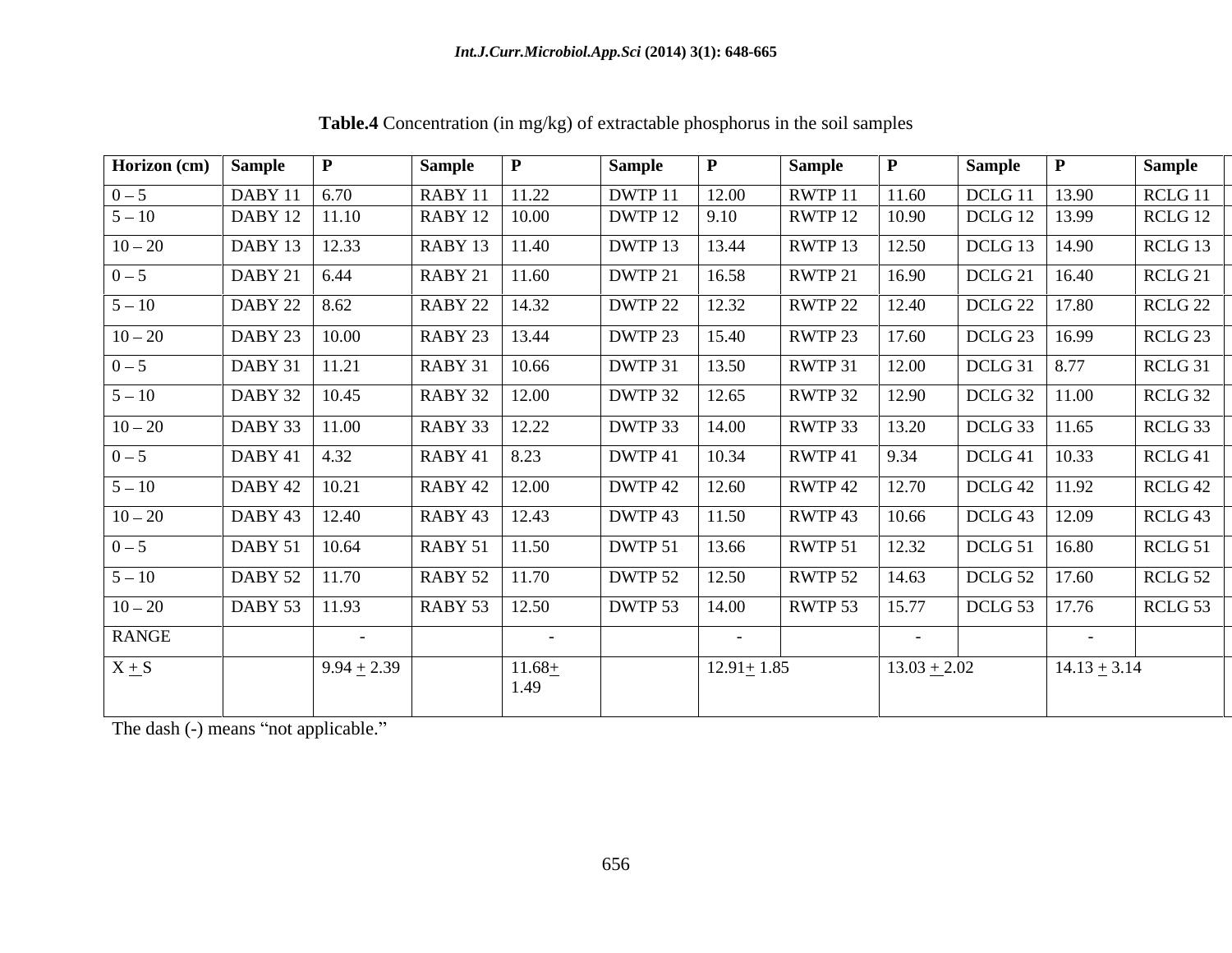**Table.4** Concentration (in mg/kg) of extractable phosphorus in the soil samples

| Horizon (cm) | Sample | P | Sample | P | Sample | P | Sample | P | Sample | P | Sample |
|---|---|---|---|---|---|---|---|---|---|---|---|
| 0 – 5 | DABY 11 | 6.70 | RABY 11 | 11.22 | DWTP 11 | 12.00 | RWTP 11 | 11.60 | DCLG 11 | 13.90 | RCLG 11 |
| 5 – 10 | DABY 12 | 11.10 | RABY 12 | 10.00 | DWTP 12 | 9.10 | RWTP 12 | 10.90 | DCLG 12 | 13.99 | RCLG 12 |
| 10 – 20 | DABY 13 | 12.33 | RABY 13 | 11.40 | DWTP 13 | 13.44 | RWTP 13 | 12.50 | DCLG 13 | 14.90 | RCLG 13 |
| 0 – 5 | DABY 21 | 6.44 | RABY 21 | 11.60 | DWTP 21 | 16.58 | RWTP 21 | 16.90 | DCLG 21 | 16.40 | RCLG 21 |
| 5 – 10 | DABY 22 | 8.62 | RABY 22 | 14.32 | DWTP 22 | 12.32 | RWTP 22 | 12.40 | DCLG 22 | 17.80 | RCLG 22 |
| 10 – 20 | DABY 23 | 10.00 | RABY 23 | 13.44 | DWTP 23 | 15.40 | RWTP 23 | 17.60 | DCLG 23 | 16.99 | RCLG 23 |
| 0 – 5 | DABY 31 | 11.21 | RABY 31 | 10.66 | DWTP 31 | 13.50 | RWTP 31 | 12.00 | DCLG 31 | 8.77 | RCLG 31 |
| 5 – 10 | DABY 32 | 10.45 | RABY 32 | 12.00 | DWTP 32 | 12.65 | RWTP 32 | 12.90 | DCLG 32 | 11.00 | RCLG 32 |
| 10 – 20 | DABY 33 | 11.00 | RABY 33 | 12.22 | DWTP 33 | 14.00 | RWTP 33 | 13.20 | DCLG 33 | 11.65 | RCLG 33 |
| 0 – 5 | DABY 41 | 4.32 | RABY 41 | 8.23 | DWTP 41 | 10.34 | RWTP 41 | 9.34 | DCLG 41 | 10.33 | RCLG 41 |
| 5 – 10 | DABY 42 | 10.21 | RABY 42 | 12.00 | DWTP 42 | 12.60 | RWTP 42 | 12.70 | DCLG 42 | 11.92 | RCLG 42 |
| 10 – 20 | DABY 43 | 12.40 | RABY 43 | 12.43 | DWTP 43 | 11.50 | RWTP 43 | 10.66 | DCLG 43 | 12.09 | RCLG 43 |
| 0 – 5 | DABY 51 | 10.64 | RABY 51 | 11.50 | DWTP 51 | 13.66 | RWTP 51 | 12.32 | DCLG 51 | 16.80 | RCLG 51 |
| 5 – 10 | DABY 52 | 11.70 | RABY 52 | 11.70 | DWTP 52 | 12.50 | RWTP 52 | 14.63 | DCLG 52 | 17.60 | RCLG 52 |
| 10 – 20 | DABY 53 | 11.93 | RABY 53 | 12.50 | DWTP 53 | 14.00 | RWTP 53 | 15.77 | DCLG 53 | 17.76 | RCLG 53 |
| RANGE | | - | | - | | - | | - | | - | |
| $X \pm S$ | | $9.94 \pm 2.39$ | | $11.68 \pm 1.49$ | | $12.91 \pm 1.85$ | | $13.03 \pm 2.02$ | | $14.13 \pm 3.14$ | |

The dash (-) means "not applicable."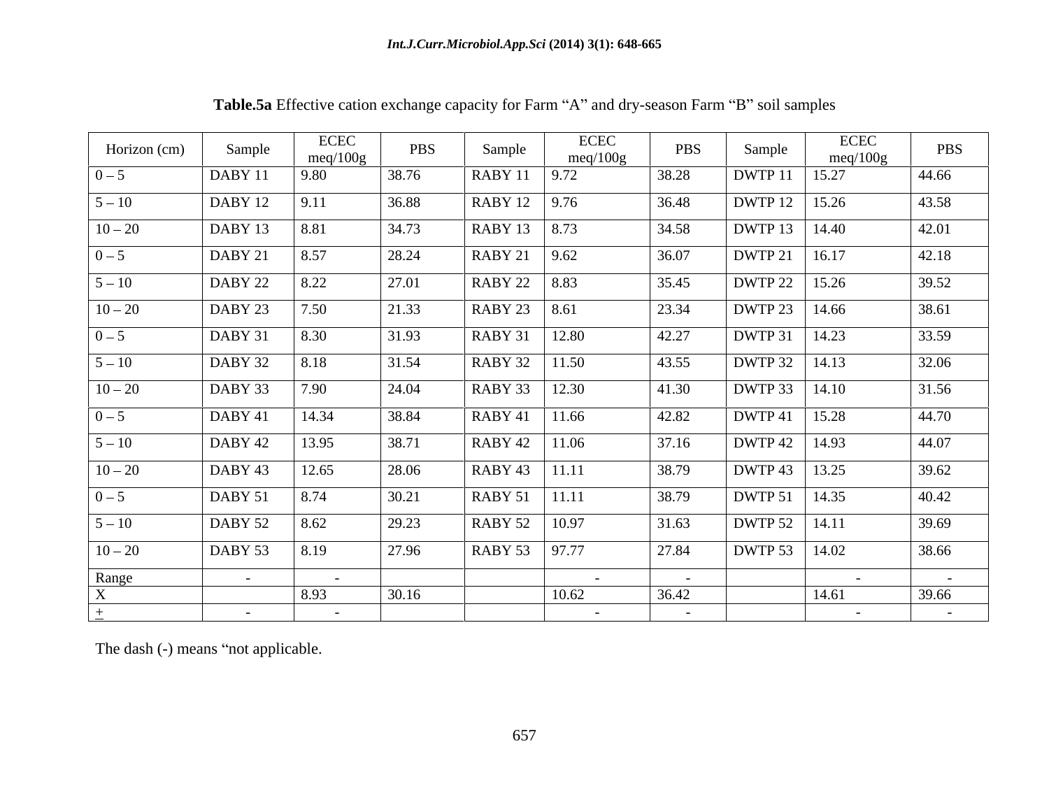**Table.5a** Effective cation exchange capacity for Farm "A" and dry-season Farm "B" soil samples

| Horizon (cm) | Sample | ECEC meq/100g | PBS | Sample | ECEC meq/100g | PBS | Sample | ECEC meq/100g | PBS |
|---|---|---|---|---|---|---|---|---|---|
| 0 – 5 | DABY 11 | 9.80 | 38.76 | RABY 11 | 9.72 | 38.28 | DWTP 11 | 15.27 | 44.66 |
| 5 – 10 | DABY 12 | 9.11 | 36.88 | RABY 12 | 9.76 | 36.48 | DWTP 12 | 15.26 | 43.58 |
| 10 – 20 | DABY 13 | 8.81 | 34.73 | RABY 13 | 8.73 | 34.58 | DWTP 13 | 14.40 | 42.01 |
| 0 – 5 | DABY 21 | 8.57 | 28.24 | RABY 21 | 9.62 | 36.07 | DWTP 21 | 16.17 | 42.18 |
| 5 – 10 | DABY 22 | 8.22 | 27.01 | RABY 22 | 8.83 | 35.45 | DWTP 22 | 15.26 | 39.52 |
| 10 – 20 | DABY 23 | 7.50 | 21.33 | RABY 23 | 8.61 | 23.34 | DWTP 23 | 14.66 | 38.61 |
| 0 – 5 | DABY 31 | 8.30 | 31.93 | RABY 31 | 12.80 | 42.27 | DWTP 31 | 14.23 | 33.59 |
| 5 – 10 | DABY 32 | 8.18 | 31.54 | RABY 32 | 11.50 | 43.55 | DWTP 32 | 14.13 | 32.06 |
| 10 – 20 | DABY 33 | 7.90 | 24.04 | RABY 33 | 12.30 | 41.30 | DWTP 33 | 14.10 | 31.56 |
| 0 – 5 | DABY 41 | 14.34 | 38.84 | RABY 41 | 11.66 | 42.82 | DWTP 41 | 15.28 | 44.70 |
| 5 – 10 | DABY 42 | 13.95 | 38.71 | RABY 42 | 11.06 | 37.16 | DWTP 42 | 14.93 | 44.07 |
| 10 – 20 | DABY 43 | 12.65 | 28.06 | RABY 43 | 11.11 | 38.79 | DWTP 43 | 13.25 | 39.62 |
| 0 – 5 | DABY 51 | 8.74 | 30.21 | RABY 51 | 11.11 | 38.79 | DWTP 51 | 14.35 | 40.42 |
| 5 – 10 | DABY 52 | 8.62 | 29.23 | RABY 52 | 10.97 | 31.63 | DWTP 52 | 14.11 | 39.69 |
| 10 – 20 | DABY 53 | 8.19 | 27.96 | RABY 53 | 97.77 | 27.84 | DWTP 53 | 14.02 | 38.66 |
| Range | - | - | | | - | - | | - | - |
| X | | 8.93 | 30.16 | | 10.62 | 36.42 | | 14.61 | 39.66 |
| $\pm$ | - | - | | | - | - | | - | - |

The dash (-) means "not applicable.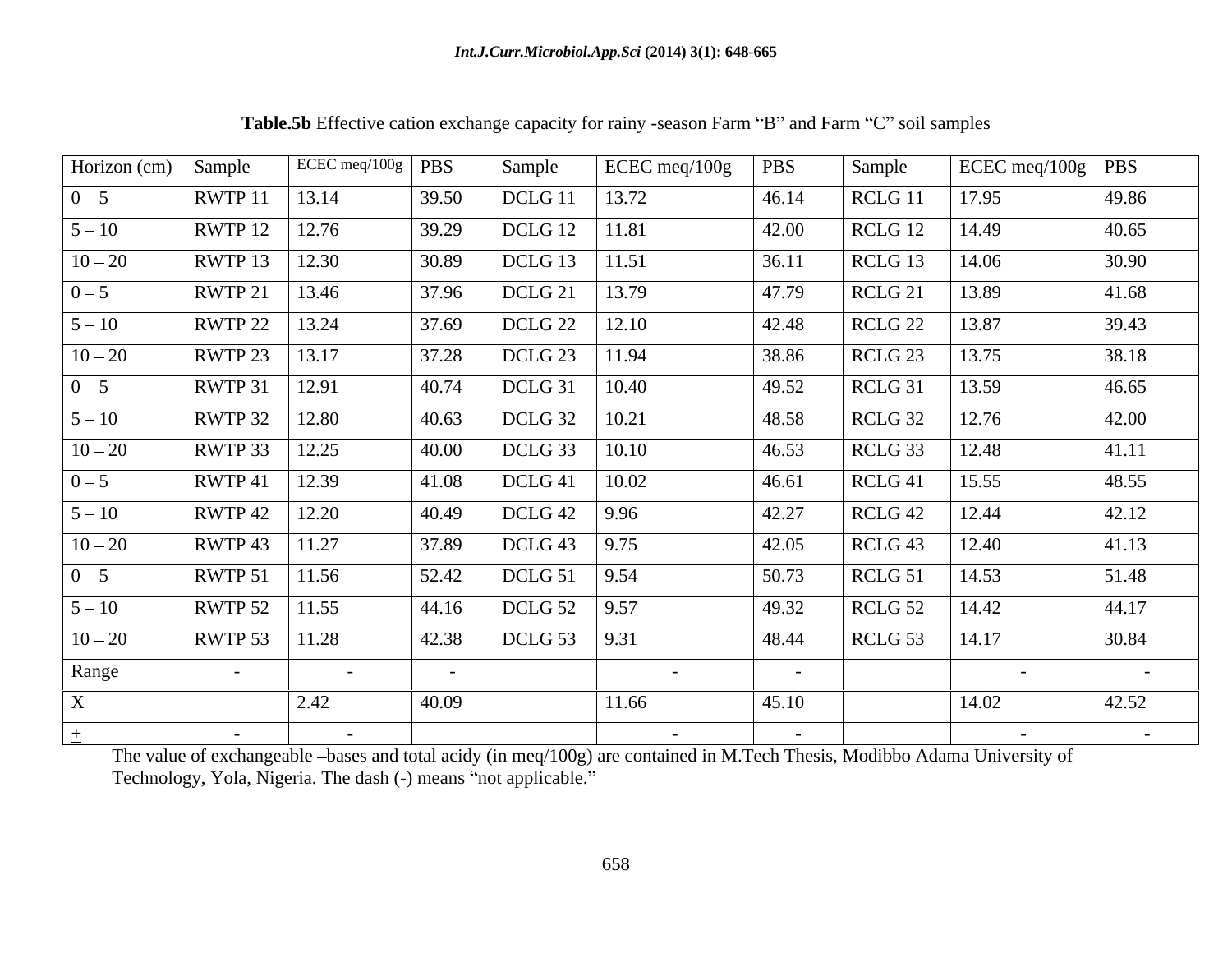**Table.5b** Effective cation exchange capacity for rainy -season Farm "B" and Farm "C" soil samples

| Horizon (cm) | Sample | ECEC meq/100g | PBS | Sample | ECEC meq/100g | PBS | Sample | ECEC meq/100g | PBS |
|---|---|---|---|---|---|---|---|---|---|
| 0 – 5 | RWTP 11 | 13.14 | 39.50 | DCLG 11 | 13.72 | 46.14 | RCLG 11 | 17.95 | 49.86 |
| 5 – 10 | RWTP 12 | 12.76 | 39.29 | DCLG 12 | 11.81 | 42.00 | RCLG 12 | 14.49 | 40.65 |
| 10 – 20 | RWTP 13 | 12.30 | 30.89 | DCLG 13 | 11.51 | 36.11 | RCLG 13 | 14.06 | 30.90 |
| 0 – 5 | RWTP 21 | 13.46 | 37.96 | DCLG 21 | 13.79 | 47.79 | RCLG 21 | 13.89 | 41.68 |
| 5 – 10 | RWTP 22 | 13.24 | 37.69 | DCLG 22 | 12.10 | 42.48 | RCLG 22 | 13.87 | 39.43 |
| 10 – 20 | RWTP 23 | 13.17 | 37.28 | DCLG 23 | 11.94 | 38.86 | RCLG 23 | 13.75 | 38.18 |
| 0 – 5 | RWTP 31 | 12.91 | 40.74 | DCLG 31 | 10.40 | 49.52 | RCLG 31 | 13.59 | 46.65 |
| 5 – 10 | RWTP 32 | 12.80 | 40.63 | DCLG 32 | 10.21 | 48.58 | RCLG 32 | 12.76 | 42.00 |
| 10 – 20 | RWTP 33 | 12.25 | 40.00 | DCLG 33 | 10.10 | 46.53 | RCLG 33 | 12.48 | 41.11 |
| 0 – 5 | RWTP 41 | 12.39 | 41.08 | DCLG 41 | 10.02 | 46.61 | RCLG 41 | 15.55 | 48.55 |
| 5 – 10 | RWTP 42 | 12.20 | 40.49 | DCLG 42 | 9.96 | 42.27 | RCLG 42 | 12.44 | 42.12 |
| 10 – 20 | RWTP 43 | 11.27 | 37.89 | DCLG 43 | 9.75 | 42.05 | RCLG 43 | 12.40 | 41.13 |
| 0 – 5 | RWTP 51 | 11.56 | 52.42 | DCLG 51 | 9.54 | 50.73 | RCLG 51 | 14.53 | 51.48 |
| 5 – 10 | RWTP 52 | 11.55 | 44.16 | DCLG 52 | 9.57 | 49.32 | RCLG 52 | 14.42 | 44.17 |
| 10 – 20 | RWTP 53 | 11.28 | 42.38 | DCLG 53 | 9.31 | 48.44 | RCLG 53 | 14.17 | 30.84 |
| Range | - | - | - | | - | - | | - | - |
| X | | 2.42 | 40.09 | | 11.66 | 45.10 | | 14.02 | 42.52 |
| ± | - | - | | | - | - | | - | - |

The value of exchangeable –bases and total acidy (in meq/100g) are contained in M.Tech Thesis, Modibbo Adama University of Technology, Yola, Nigeria. The dash (-) means "not applicable."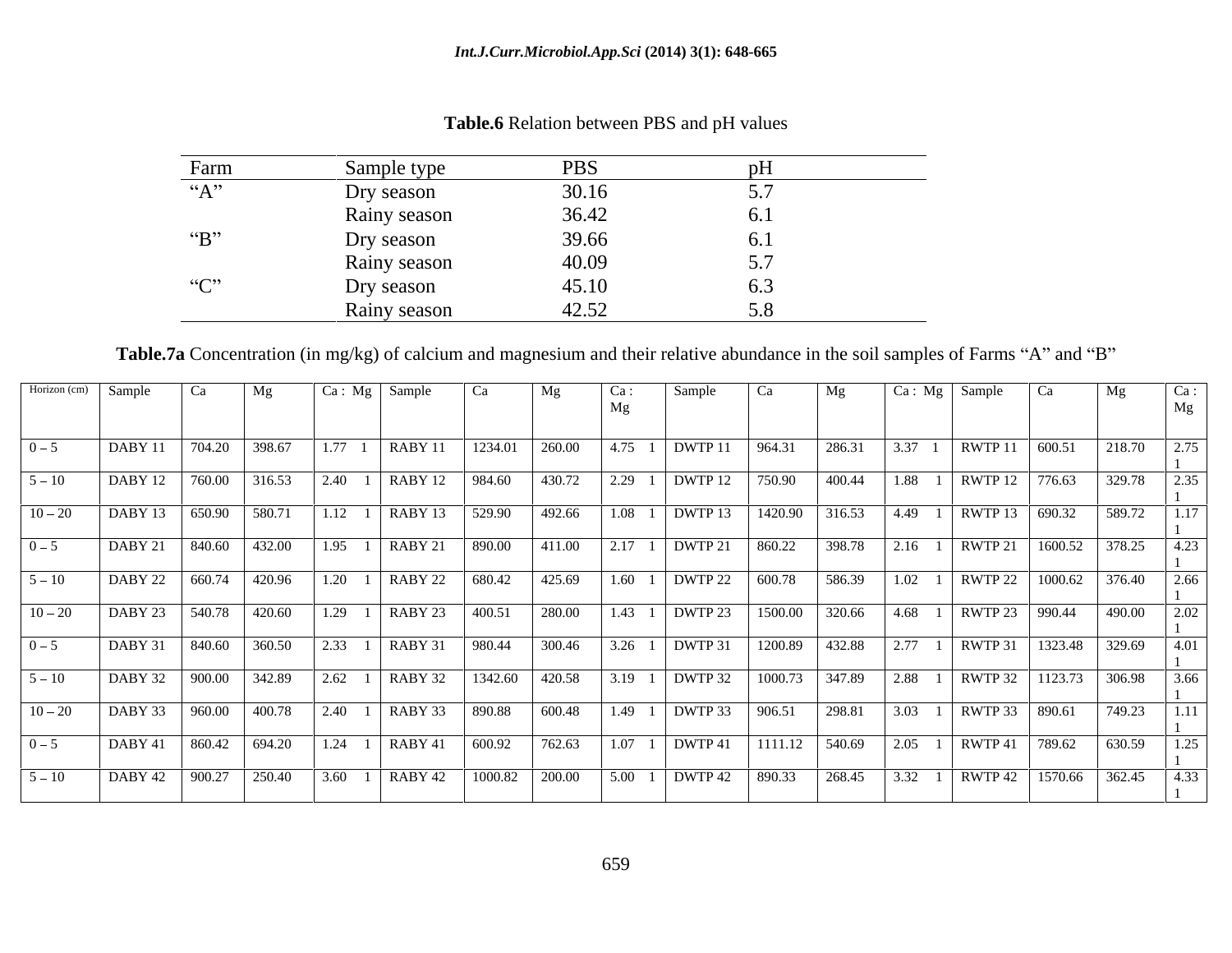**Table.6** Relation between PBS and pH values

| Farm | Sample type | PBS | pH |
|---|---|---|---|
| "A" | Dry season | 30.16 | 5.7 |
| | Rainy season | 36.42 | 6.1 |
| "B" | Dry season | 39.66 | 6.1 |
| | Rainy season | 40.09 | 5.7 |
| "C" | Dry season | 45.10 | 6.3 |
| | Rainy season | 42.52 | 5.8 |

**Table.7a** Concentration (in mg/kg) of calcium and magnesium and their relative abundance in the soil samples of Farms "A" and "B"

| Horizon (cm) | Sample | Ca | Mg | Ca : Mg | Sample | Ca | Mg | Ca : Mg | Sample | Ca | Mg | Ca : Mg | Sample | Ca | Mg | Ca : Mg |
|---|---|---|---|---|---|---|---|---|---|---|---|---|---|---|---|---|
| 0 – 5 | DABY 11 | 704.20 | 398.67 | 1.77 1 | RABY 11 | 1234.01 | 260.00 | 4.75 1 | DWTP 11 | 964.31 | 286.31 | 3.37 1 | RWTP 11 | 600.51 | 218.70 | 2.75 1 |
| 5 – 10 | DABY 12 | 760.00 | 316.53 | 2.40 1 | RABY 12 | 984.60 | 430.72 | 2.29 1 | DWTP 12 | 750.90 | 400.44 | 1.88 1 | RWTP 12 | 776.63 | 329.78 | 2.35 1 |
| 10 – 20 | DABY 13 | 650.90 | 580.71 | 1.12 1 | RABY 13 | 529.90 | 492.66 | 1.08 1 | DWTP 13 | 1420.90 | 316.53 | 4.49 1 | RWTP 13 | 690.32 | 589.72 | 1.17 1 |
| 0 – 5 | DABY 21 | 840.60 | 432.00 | 1.95 1 | RABY 21 | 890.00 | 411.00 | 2.17 1 | DWTP 21 | 860.22 | 398.78 | 2.16 1 | RWTP 21 | 1600.52 | 378.25 | 4.23 1 |
| 5 – 10 | DABY 22 | 660.74 | 420.96 | 1.20 1 | RABY 22 | 680.42 | 425.69 | 1.60 1 | DWTP 22 | 600.78 | 586.39 | 1.02 1 | RWTP 22 | 1000.62 | 376.40 | 2.66 1 |
| 10 – 20 | DABY 23 | 540.78 | 420.60 | 1.29 1 | RABY 23 | 400.51 | 280.00 | 1.43 1 | DWTP 23 | 1500.00 | 320.66 | 4.68 1 | RWTP 23 | 990.44 | 490.00 | 2.02 1 |
| 0 – 5 | DABY 31 | 840.60 | 360.50 | 2.33 1 | RABY 31 | 980.44 | 300.46 | 3.26 1 | DWTP 31 | 1200.89 | 432.88 | 2.77 1 | RWTP 31 | 1323.48 | 329.69 | 4.01 1 |
| 5 – 10 | DABY 32 | 900.00 | 342.89 | 2.62 1 | RABY 32 | 1342.60 | 420.58 | 3.19 1 | DWTP 32 | 1000.73 | 347.89 | 2.88 1 | RWTP 32 | 1123.73 | 306.98 | 3.66 1 |
| 10 – 20 | DABY 33 | 960.00 | 400.78 | 2.40 1 | RABY 33 | 890.88 | 600.48 | 1.49 1 | DWTP 33 | 906.51 | 298.81 | 3.03 1 | RWTP 33 | 890.61 | 749.23 | 1.11 1 |
| 0 – 5 | DABY 41 | 860.42 | 694.20 | 1.24 1 | RABY 41 | 600.92 | 762.63 | 1.07 1 | DWTP 41 | 1111.12 | 540.69 | 2.05 1 | RWTP 41 | 789.62 | 630.59 | 1.25 1 |
| 5 – 10 | DABY 42 | 900.27 | 250.40 | 3.60 1 | RABY 42 | 1000.82 | 200.00 | 5.00 1 | DWTP 42 | 890.33 | 268.45 | 3.32 1 | RWTP 42 | 1570.66 | 362.45 | 4.33 1 |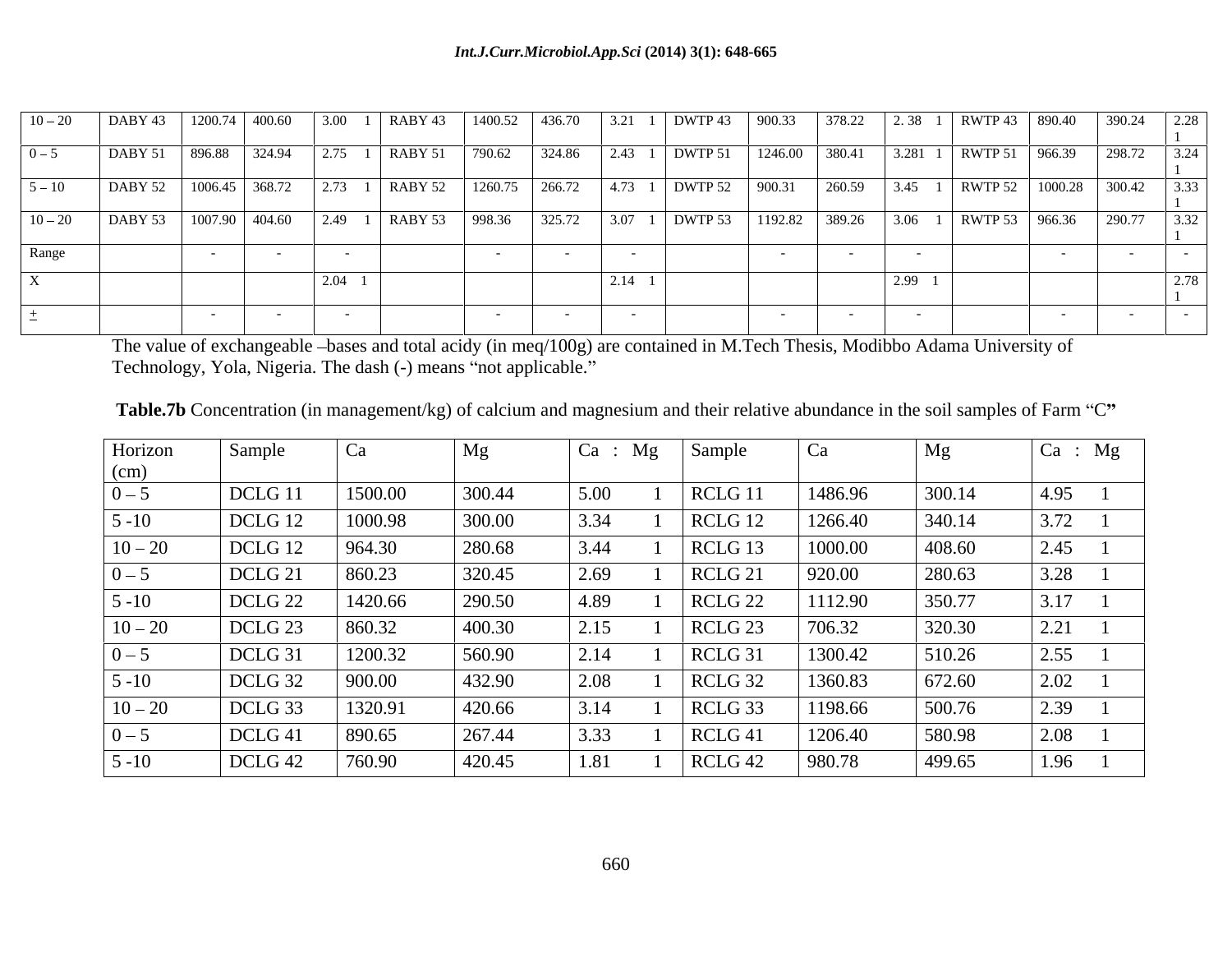| 10 – 20 | DABY 43 | 1200.74 | 400.60 | 3.00 1 | RABY 43 | 1400.52 | 436.70 | 3.21 1 | DWTP 43 | 900.33 | 378.22 | 2. 38 1 | RWTP 43 | 890.40 | 390.24 | 2.28 1 |
|---|---|---|---|---|---|---|---|---|---|---|---|---|---|---|---|---|
| 0 – 5 | DABY 51 | 896.88 | 324.94 | 2.75 1 | RABY 51 | 790.62 | 324.86 | 2.43 1 | DWTP 51 | 1246.00 | 380.41 | 3.281 1 | RWTP 51 | 966.39 | 298.72 | 3.24 1 |
| 5 – 10 | DABY 52 | 1006.45 | 368.72 | 2.73 1 | RABY 52 | 1260.75 | 266.72 | 4.73 1 | DWTP 52 | 900.31 | 260.59 | 3.45 1 | RWTP 52 | 1000.28 | 300.42 | 3.33 1 |
| 10 – 20 | DABY 53 | 1007.90 | 404.60 | 2.49 1 | RABY 53 | 998.36 | 325.72 | 3.07 1 | DWTP 53 | 1192.82 | 389.26 | 3.06 1 | RWTP 53 | 966.36 | 290.77 | 3.32 1 |
| Range | | - | - | - | | - | - | - | | - | - | - | | - | - | - |
| X | | | | 2.04 1 | | | | 2.14 1 | | | | 2.99 1 | | | | 2.78 1 |
| ± | | - | - | - | | - | - | - | | - | - | - | | - | - | - |

The value of exchangeable –bases and total acidy (in meq/100g) are contained in M.Tech Thesis, Modibbo Adama University of Technology, Yola, Nigeria. The dash (-) means “not applicable.”

**Table.7b** Concentration (in management/kg) of calcium and magnesium and their relative abundance in the soil samples of Farm “C**”**

| Horizon (cm) | Sample | Ca | Mg | Ca : Mg | Sample | Ca | Mg | Ca : Mg |
|---|---|---|---|---|---|---|---|---|
| 0 – 5 | DCLG 11 | 1500.00 | 300.44 | 5.00 1 | RCLG 11 | 1486.96 | 300.14 | 4.95 1 |
| 5 -10 | DCLG 12 | 1000.98 | 300.00 | 3.34 1 | RCLG 12 | 1266.40 | 340.14 | 3.72 1 |
| 10 – 20 | DCLG 12 | 964.30 | 280.68 | 3.44 1 | RCLG 13 | 1000.00 | 408.60 | 2.45 1 |
| 0 – 5 | DCLG 21 | 860.23 | 320.45 | 2.69 1 | RCLG 21 | 920.00 | 280.63 | 3.28 1 |
| 5 -10 | DCLG 22 | 1420.66 | 290.50 | 4.89 1 | RCLG 22 | 1112.90 | 350.77 | 3.17 1 |
| 10 – 20 | DCLG 23 | 860.32 | 400.30 | 2.15 1 | RCLG 23 | 706.32 | 320.30 | 2.21 1 |
| 0 – 5 | DCLG 31 | 1200.32 | 560.90 | 2.14 1 | RCLG 31 | 1300.42 | 510.26 | 2.55 1 |
| 5 -10 | DCLG 32 | 900.00 | 432.90 | 2.08 1 | RCLG 32 | 1360.83 | 672.60 | 2.02 1 |
| 10 – 20 | DCLG 33 | 1320.91 | 420.66 | 3.14 1 | RCLG 33 | 1198.66 | 500.76 | 2.39 1 |
| 0 – 5 | DCLG 41 | 890.65 | 267.44 | 3.33 1 | RCLG 41 | 1206.40 | 580.98 | 2.08 1 |
| 5 -10 | DCLG 42 | 760.90 | 420.45 | 1.81 1 | RCLG 42 | 980.78 | 499.65 | 1.96 1 |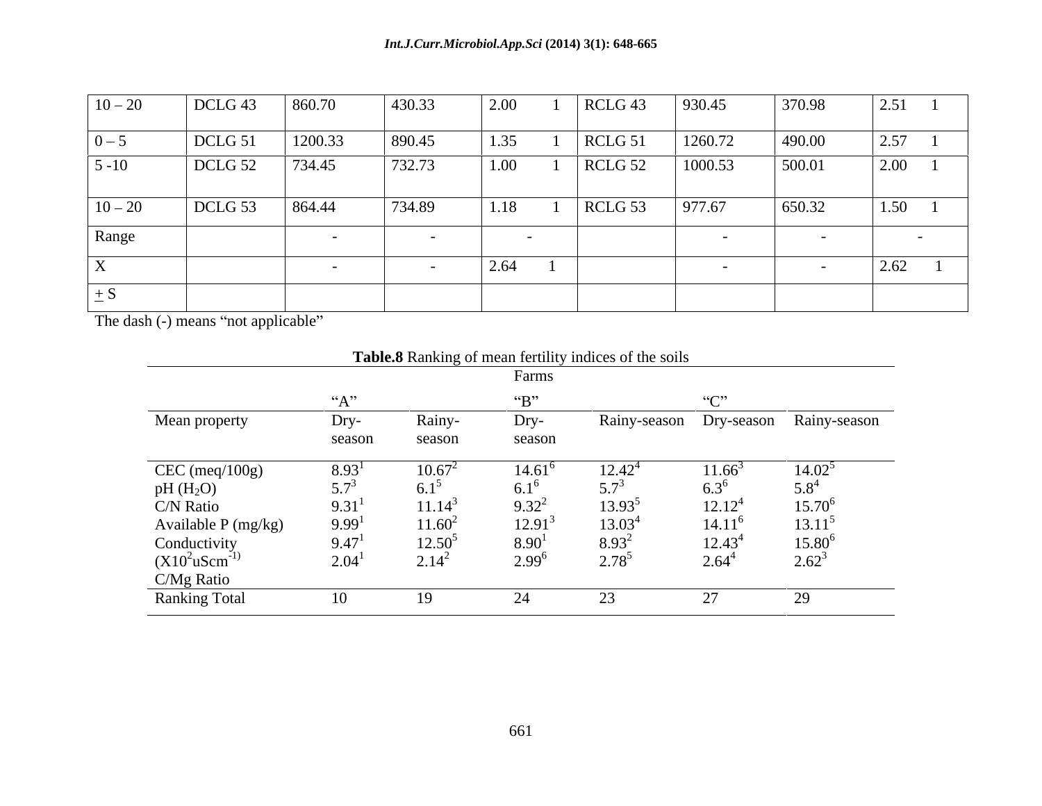| 10 – 20 | DCLG 43 | 860.70 | 430.33 | 2.00 1 | RCLG 43 | 930.45 | 370.98 | 2.51 1 |
|---|---|---|---|---|---|---|---|---|
| 0 – 5 | DCLG 51 | 1200.33 | 890.45 | 1.35 1 | RCLG 51 | 1260.72 | 490.00 | 2.57 1 |
| 5 -10 | DCLG 52 | 734.45 | 732.73 | 1.00 1 | RCLG 52 | 1000.53 | 500.01 | 2.00 1 |
| 10 – 20 | DCLG 53 | 864.44 | 734.89 | 1.18 1 | RCLG 53 | 977.67 | 650.32 | 1.50 1 |
| Range | | - | - | - | | - | - | - |
| X | | - | - | 2.64 1 | | - | - | 2.62 1 |
| $\pm$ S | | | | | | | | |

The dash (-) means "not applicable"

**Table.8** Ranking of mean fertility indices of the soils

| | Farms | | | | | |
|---|---|---|---|---|---|---|
| | "A" | | "B" | | "C" | |
| Mean property | Dry-season | Rainy-season | Dry-season | Rainy-season | Dry-season | Rainy-season |
| CEC (meq/100g) | $8.93^{1}$ | $10.67^{2}$ | $14.61^{6}$ | $12.42^{4}$ | $11.66^{3}$ | $14.02^{5}$ |
| pH ($H_2O$) | $5.7^{3}$ | $6.1^{5}$ | $6.1^{6}$ | $5.7^{3}$ | $6.3^{6}$ | $5.8^{4}$ |
| C/N Ratio | $9.31^{1}$ | $11.14^{3}$ | $9.32^{2}$ | $13.93^{5}$ | $12.12^{4}$ | $15.70^{6}$ |
| Available P (mg/kg) | $9.99^{1}$ | $11.60^{2}$ | $12.91^{3}$ | $13.03^{4}$ | $14.11^{6}$ | $13.11^{5}$ |
| Conductivity ($X10^2 uScm^{-1}$) | $9.47^{1}$ | $12.50^{5}$ | $8.90^{1}$ | $8.93^{2}$ | $12.43^{4}$ | $15.80^{6}$ |
| C/Mg Ratio | $2.04^{1}$ | $2.14^{2}$ | $2.99^{6}$ | $2.78^{5}$ | $2.64^{4}$ | $2.62^{3}$ |
| Ranking Total | 10 | 19 | 24 | 23 | 27 | 29 |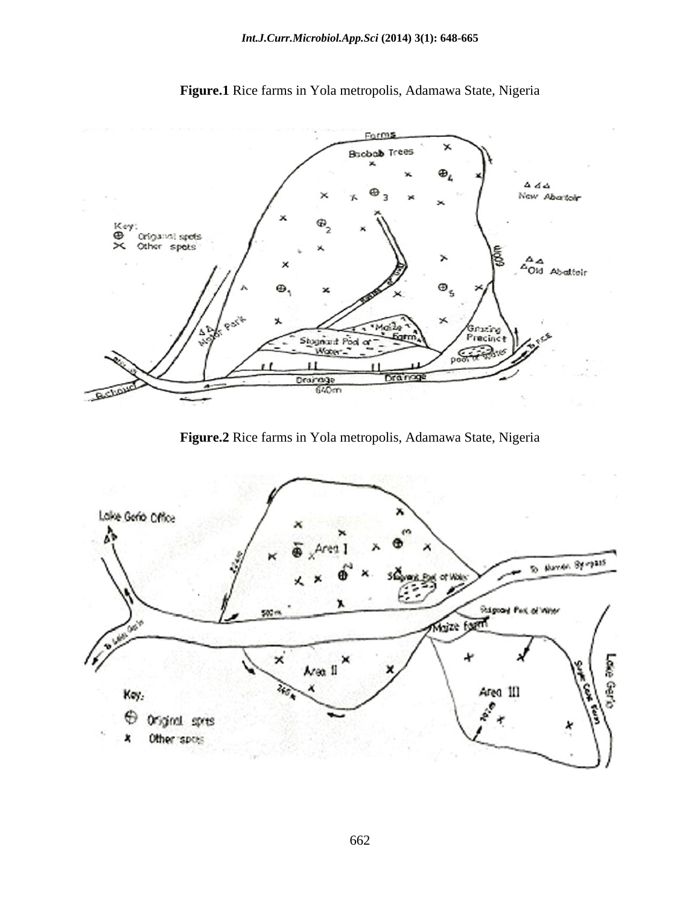**Figure.1** Rice farms in Yola metropolis, Adamawa State, Nigeria

**Figure.2** Rice farms in Yola metropolis, Adamawa State, Nigeria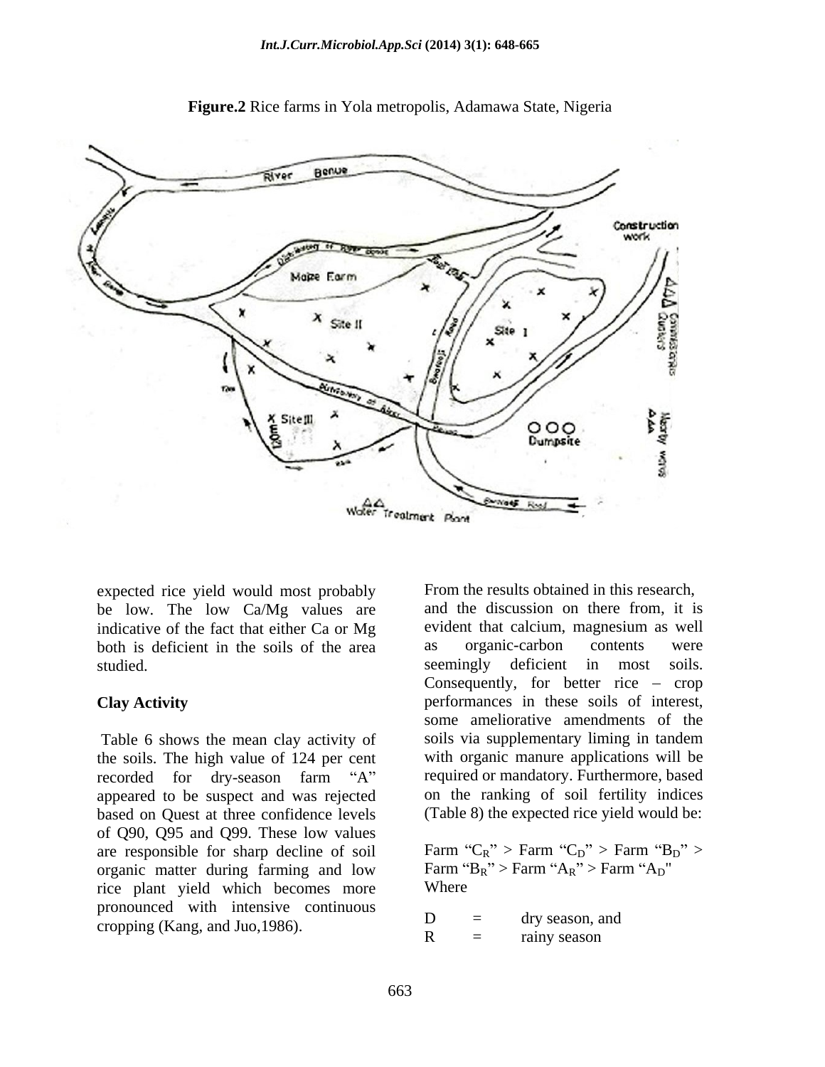**Figure.2** Rice farms in Yola metropolis, Adamawa State, Nigeria

expected rice yield would most probably be low. The low Ca/Mg values are indicative of the fact that either Ca or Mg both is deficient in the soils of the area studied.

### Clay Activity

Table 6 shows the mean clay activity of the soils. The high value of 124 per cent recorded for dry-season farm "A" appeared to be suspect and was rejected based on Quest at three confidence levels of Q90, Q95 and Q99. These low values are responsible for sharp decline of soil organic matter during farming and low rice plant yield which becomes more pronounced with intensive continuous cropping (Kang, and Juo,1986).

From the results obtained in this research, and the discussion on there from, it is evident that calcium, magnesium as well as organic-carbon contents were seemingly deficient in most soils. Consequently, for better rice – crop performances in these soils of interest, some ameliorative amendments of the soils via supplementary liming in tandem with organic manure applications will be required or mandatory. Furthermore, based on the ranking of soil fertility indices (Table 8) the expected rice yield would be:

Farm "$C_R$" > Farm "$C_D$" > Farm "$B_D$" > Farm "$B_R$" > Farm "$A_R$" > Farm "$A_D$"
Where

D = dry season, and
R = rainy season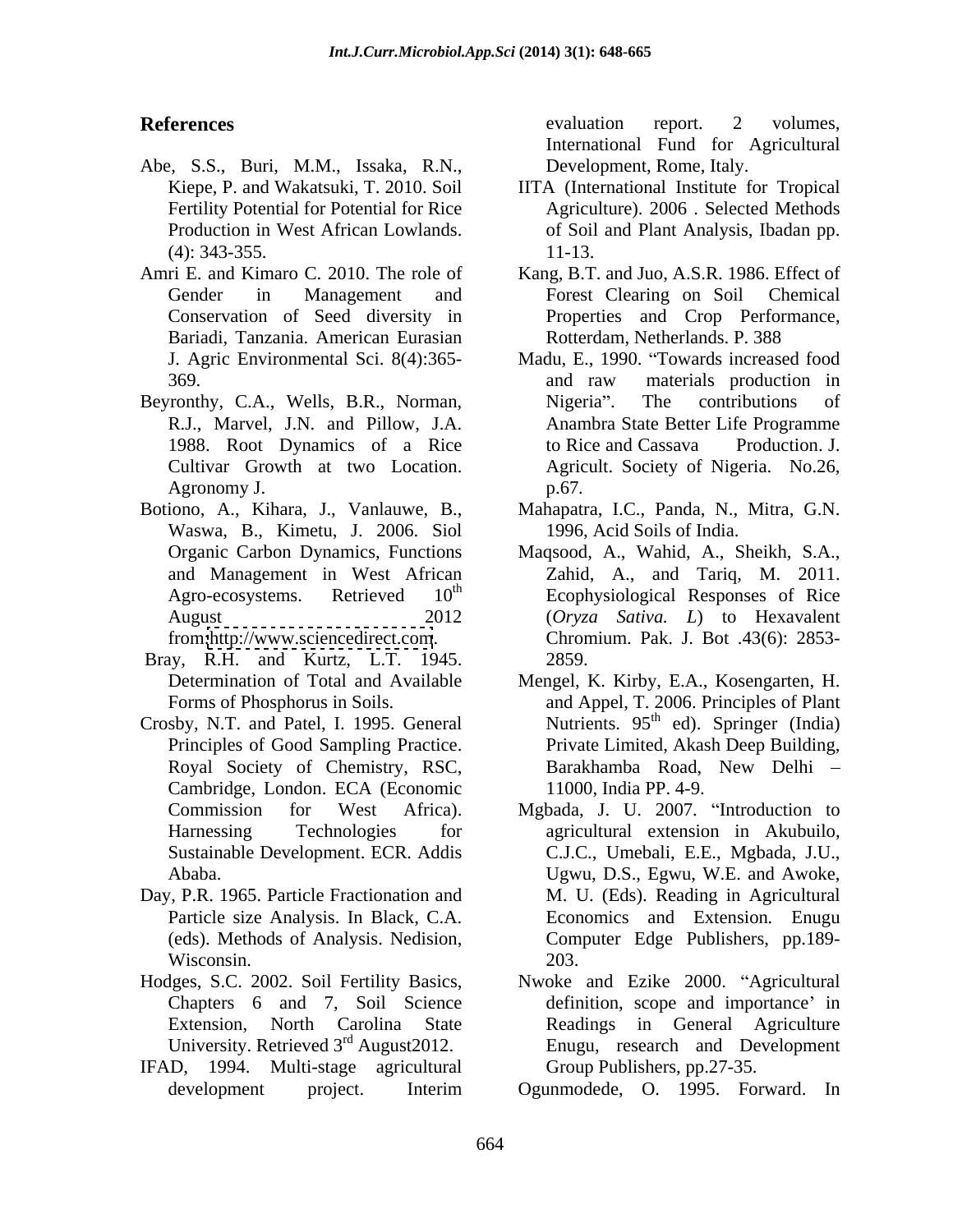## References

Abe, S.S., Buri, M.M., Issaka, R.N., Kiepe, P. and Wakatsuki, T. 2010. Soil Fertility Potential for Potential for Rice Production in West African Lowlands. (4): 343-355.

Amri E. and Kimaro C. 2010. The role of Gender in Management and Conservation of Seed diversity in Bariadi, Tanzania. American Eurasian J. Agric Environmental Sci. 8(4):365-369.

Beyronthy, C.A., Wells, B.R., Norman, R.J., Marvel, J.N. and Pillow, J.A. 1988. Root Dynamics of a Rice Cultivar Growth at two Location. Agronomy J.

Botiono, A., Kihara, J., Vanlauwe, B., Waswa, B., Kimetu, J. 2006. Siol Organic Carbon Dynamics, Functions and Management in West African Agro-ecosystems. Retrieved 10[th] August 2012 from http://www.sciencedirect.com.

Bray, R.H. and Kurtz, L.T. 1945. Determination of Total and Available Forms of Phosphorus in Soils.

Crosby, N.T. and Patel, I. 1995. General Principles of Good Sampling Practice. Royal Society of Chemistry, RSC, Cambridge, London. ECA (Economic Commission for West Africa). Harnessing Technologies for Sustainable Development. ECR. Addis Ababa.

Day, P.R. 1965. Particle Fractionation and Particle size Analysis. In Black, C.A. (eds). Methods of Analysis. Nedision, Wisconsin.

Hodges, S.C. 2002. Soil Fertility Basics, Chapters 6 and 7, Soil Science Extension, North Carolina State University. Retrieved 3[rd] August2012.

IFAD, 1994. Multi-stage agricultural development project. Interim evaluation report. 2 volumes, International Fund for Agricultural Development, Rome, Italy.

IITA (International Institute for Tropical Agriculture). 2006 . Selected Methods of Soil and Plant Analysis, Ibadan pp. 11-13.

Kang, B.T. and Juo, A.S.R. 1986. Effect of Forest Clearing on Soil Chemical Properties and Crop Performance, Rotterdam, Netherlands. P. 388

Madu, E., 1990. "Towards increased food and raw materials production in Nigeria". The contributions of Anambra State Better Life Programme to Rice and Cassava Production. J. Agricult. Society of Nigeria. No.26, p.67.

Mahapatra, I.C., Panda, N., Mitra, G.N. 1996, Acid Soils of India.

Maqsood, A., Wahid, A., Sheikh, S.A., Zahid, A., and Tariq, M. 2011. Ecophysiological Responses of Rice (*Oryza Sativa. L*) to Hexavalent Chromium. Pak. J. Bot .43(6): 2853-2859.

Mengel, K. Kirby, E.A., Kosengarten, H. and Appel, T. 2006. Principles of Plant Nutrients. 95[th] ed). Springer (India) Private Limited, Akash Deep Building, Barakhamba Road, New Delhi – 11000, India PP. 4-9.

Mgbada, J. U. 2007. "Introduction to agricultural extension in Akubuilo, C.J.C., Umebali, E.E., Mgbada, J.U., Ugwu, D.S., Egwu, W.E. and Awoke, M. U. (Eds). Reading in Agricultural Economics and Extension. Enugu Computer Edge Publishers, pp.189-203.

Nwoke and Ezike 2000. "Agricultural definition, scope and importance' in Readings in General Agriculture Enugu, research and Development Group Publishers, pp.27-35.

Ogunmodede, O. 1995. Forward. In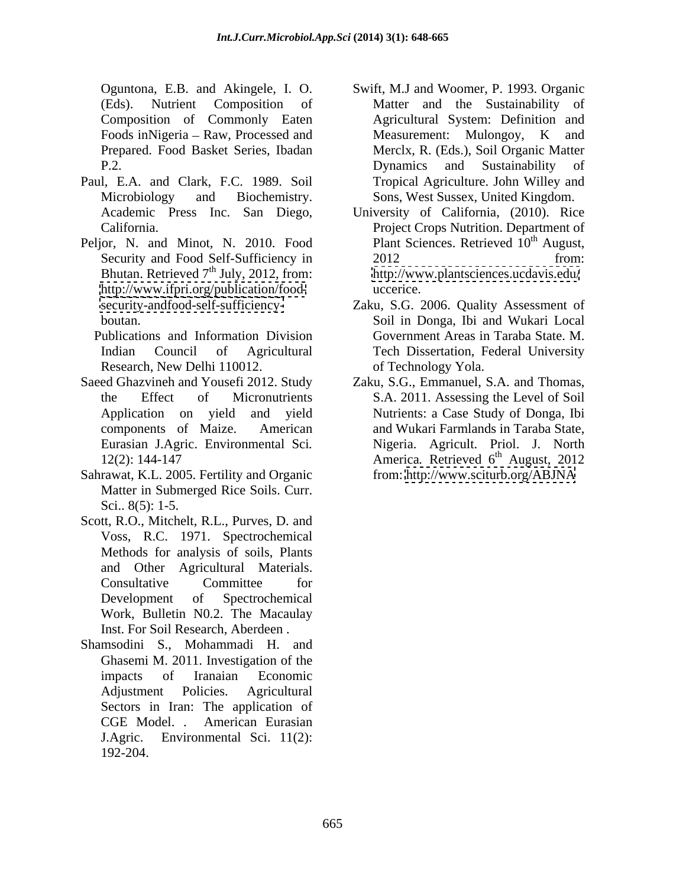Oguntona, E.B. and Akingele, I. O. (Eds). Nutrient Composition of Composition of Commonly Eaten Foods inNigeria – Raw, Processed and Prepared. Food Basket Series, Ibadan P.2.

Paul, E.A. and Clark, F.C. 1989. Soil Microbiology and Biochemistry. Academic Press Inc. San Diego, California.

Peljor, N. and Minot, N. 2010. Food Security and Food Self-Sufficiency in Bhutan. Retrieved 7th July, 2012, from: http://www.ifpri.org/publication/food security-andfood-self-sufficiency-boutan.

Publications and Information Division Indian Council of Agricultural Research, New Delhi 110012.

Saeed Ghazvineh and Yousefi 2012. Study the Effect of Micronutrients Application on yield and yield components of Maize. American Eurasian J.Agric. Environmental Sci. 12(2): 144-147

Sahrawat, K.L. 2005. Fertility and Organic Matter in Submerged Rice Soils. Curr. Sci.. 8(5): 1-5.

Scott, R.O., Mitchelt, R.L., Purves, D. and Voss, R.C. 1971. Spectrochemical Methods for analysis of soils, Plants and Other Agricultural Materials. Consultative Committee for Development of Spectrochemical Work, Bulletin N0.2. The Macaulay Inst. For Soil Research, Aberdeen .

Shamsodini S., Mohammadi H. and Ghasemi M. 2011. Investigation of the impacts of Iranaian Economic Adjustment Policies. Agricultural Sectors in Iran: The application of CGE Model. . American Eurasian J.Agric. Environmental Sci. 11(2): 192-204.

Swift, M.J and Woomer, P. 1993. Organic Matter and the Sustainability of Agricultural System: Definition and Measurement: Mulongoy, K and Merclx, R. (Eds.), Soil Organic Matter Dynamics and Sustainability of Tropical Agriculture. John Willey and Sons, West Sussex, United Kingdom.

University of California, (2010). Rice Project Crops Nutrition. Department of Plant Sciences. Retrieved 10th August, 2012 from: http://www.plantsciences.ucdavis.edu/uccerice.

Zaku, S.G. 2006. Quality Assessment of Soil in Donga, Ibi and Wukari Local Government Areas in Taraba State. M. Tech Dissertation, Federal University of Technology Yola.

Zaku, S.G., Emmanuel, S.A. and Thomas, S.A. 2011. Assessing the Level of Soil Nutrients: a Case Study of Donga, Ibi and Wukari Farmlands in Taraba State, Nigeria. Agricult. Priol. J. North America. Retrieved 6th August, 2012 from: http://www.sciturb.org/ABJNA